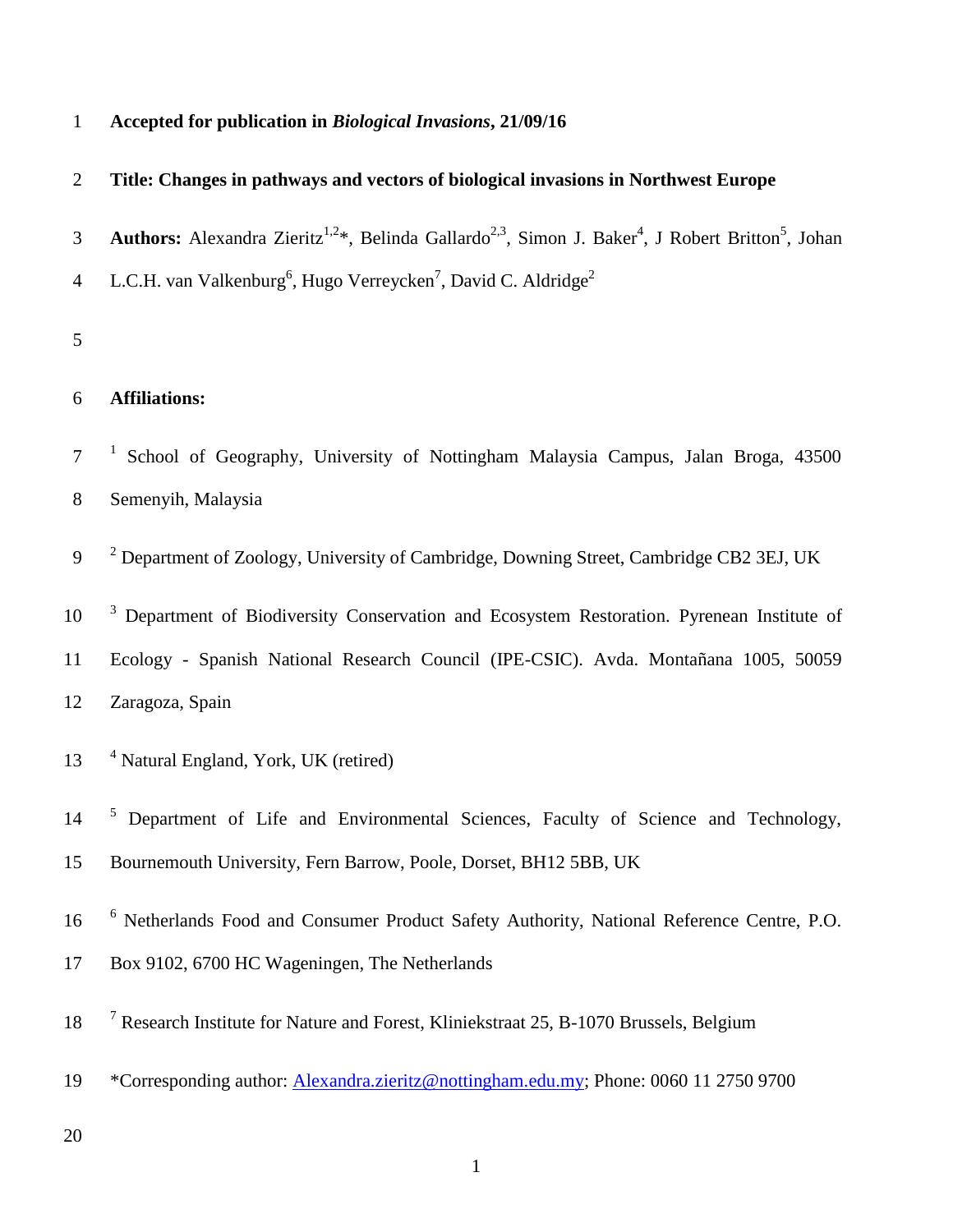**Accepted for publication in *Biological Invasions*, 21/09/16**

**Title: Changes in pathways and vectors of biological invasions in Northwest Europe**

**Authors:** Alexandra Zieritz[1,2]*, Belinda Gallardo[2,3], Simon J. Baker[4], J Robert Britton[5], Johan L.C.H. van Valkenburg[6], Hugo Verreycken[7], David C. Aldridge[2]

**Affiliations:**

[1] School of Geography, University of Nottingham Malaysia Campus, Jalan Broga, 43500 Semenyih, Malaysia

[2] Department of Zoology, University of Cambridge, Downing Street, Cambridge CB2 3EJ, UK

[3] Department of Biodiversity Conservation and Ecosystem Restoration. Pyrenean Institute of Ecology - Spanish National Research Council (IPE-CSIC). Avda. Montañana 1005, 50059 Zaragoza, Spain

[4] Natural England, York, UK (retired)

[5] Department of Life and Environmental Sciences, Faculty of Science and Technology, Bournemouth University, Fern Barrow, Poole, Dorset, BH12 5BB, UK

[6] Netherlands Food and Consumer Product Safety Authority, National Reference Centre, P.O. Box 9102, 6700 HC Wageningen, The Netherlands

[7] Research Institute for Nature and Forest, Kliniekstraat 25, B-1070 Brussels, Belgium

*Corresponding author: Alexandra.zieritz@nottingham.edu.my; Phone: 0060 11 2750 9700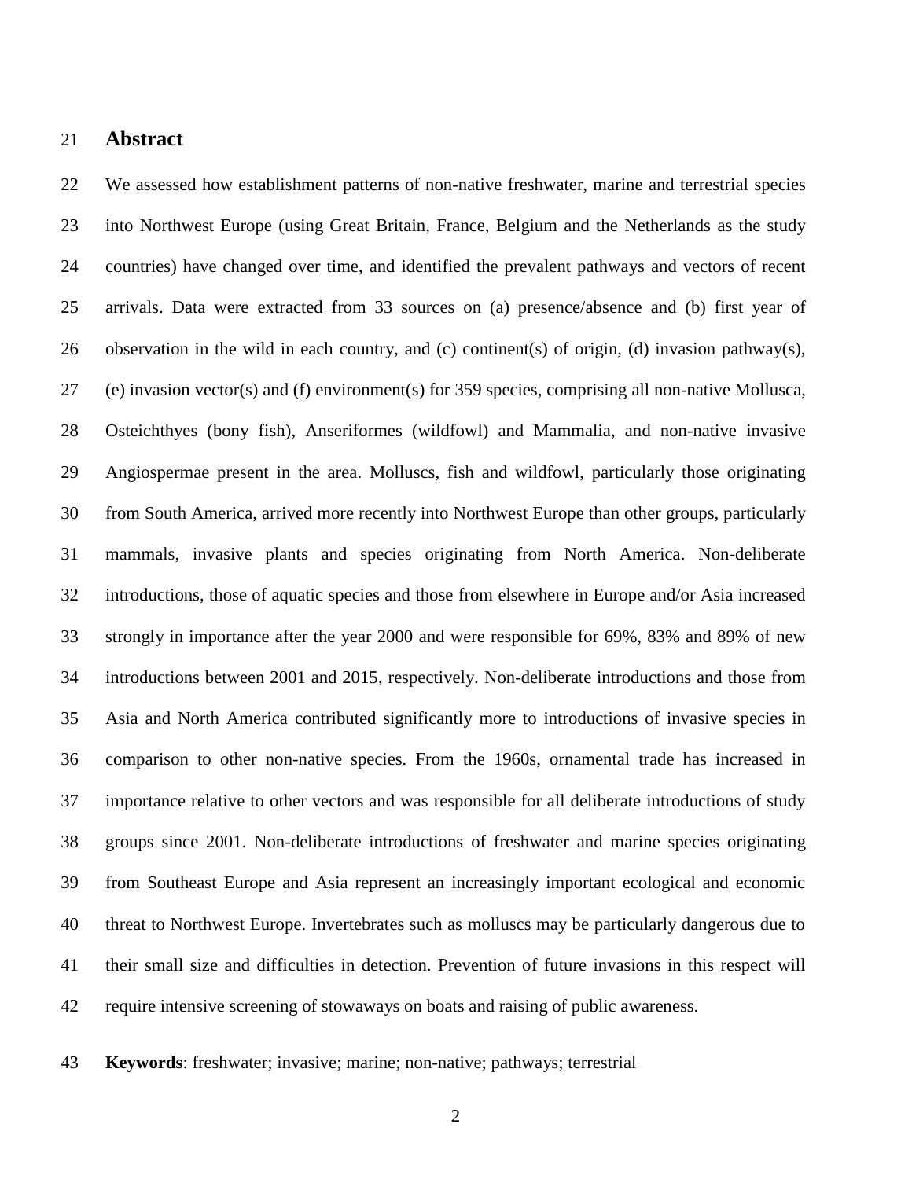## Abstract

We assessed how establishment patterns of non-native freshwater, marine and terrestrial species into Northwest Europe (using Great Britain, France, Belgium and the Netherlands as the study countries) have changed over time, and identified the prevalent pathways and vectors of recent arrivals. Data were extracted from 33 sources on (a) presence/absence and (b) first year of observation in the wild in each country, and (c) continent(s) of origin, (d) invasion pathway(s), (e) invasion vector(s) and (f) environment(s) for 359 species, comprising all non-native Mollusca, Osteichthyes (bony fish), Anseriformes (wildfowl) and Mammalia, and non-native invasive Angiospermae present in the area. Molluscs, fish and wildfowl, particularly those originating from South America, arrived more recently into Northwest Europe than other groups, particularly mammals, invasive plants and species originating from North America. Non-deliberate introductions, those of aquatic species and those from elsewhere in Europe and/or Asia increased strongly in importance after the year 2000 and were responsible for 69%, 83% and 89% of new introductions between 2001 and 2015, respectively. Non-deliberate introductions and those from Asia and North America contributed significantly more to introductions of invasive species in comparison to other non-native species. From the 1960s, ornamental trade has increased in importance relative to other vectors and was responsible for all deliberate introductions of study groups since 2001. Non-deliberate introductions of freshwater and marine species originating from Southeast Europe and Asia represent an increasingly important ecological and economic threat to Northwest Europe. Invertebrates such as molluscs may be particularly dangerous due to their small size and difficulties in detection. Prevention of future invasions in this respect will require intensive screening of stowaways on boats and raising of public awareness.

**Keywords**: freshwater; invasive; marine; non-native; pathways; terrestrial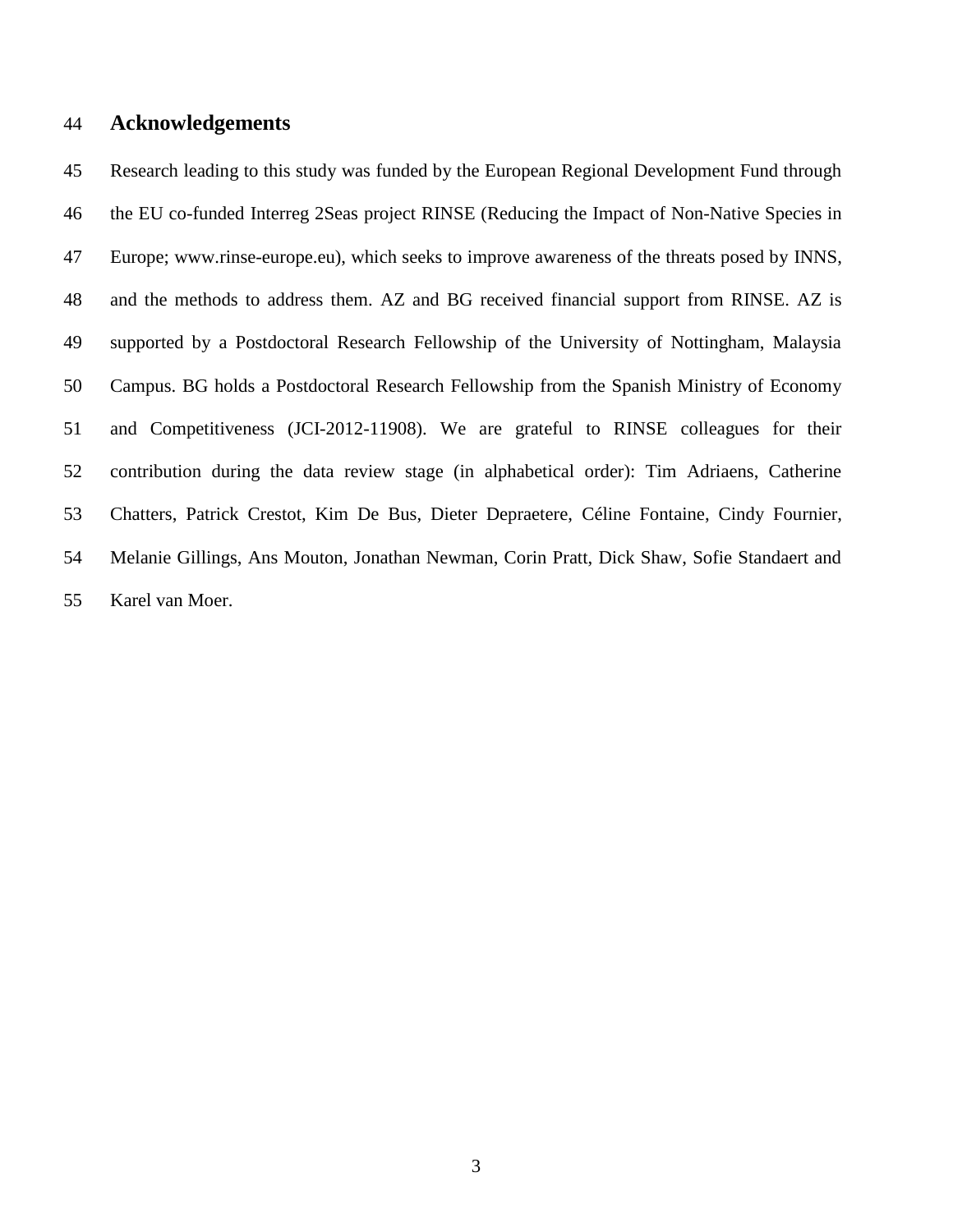## Acknowledgements

Research leading to this study was funded by the European Regional Development Fund through the EU co-funded Interreg 2Seas project RINSE (Reducing the Impact of Non-Native Species in Europe; www.rinse-europe.eu), which seeks to improve awareness of the threats posed by INNS, and the methods to address them. AZ and BG received financial support from RINSE. AZ is supported by a Postdoctoral Research Fellowship of the University of Nottingham, Malaysia Campus. BG holds a Postdoctoral Research Fellowship from the Spanish Ministry of Economy and Competitiveness (JCI-2012-11908). We are grateful to RINSE colleagues for their contribution during the data review stage (in alphabetical order): Tim Adriaens, Catherine Chatters, Patrick Crestot, Kim De Bus, Dieter Depraetere, Céline Fontaine, Cindy Fournier, Melanie Gillings, Ans Mouton, Jonathan Newman, Corin Pratt, Dick Shaw, Sofie Standaert and Karel van Moer.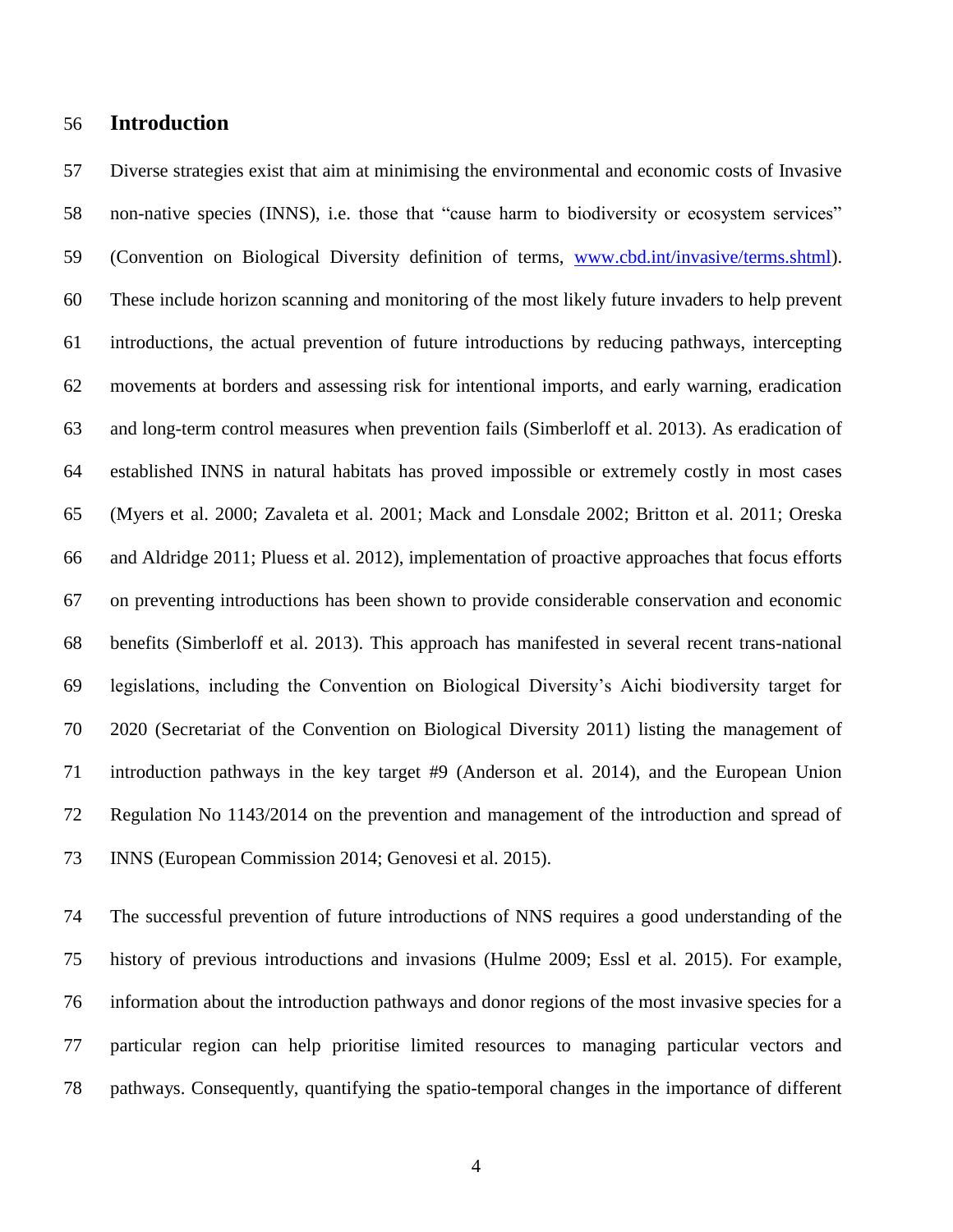## Introduction

Diverse strategies exist that aim at minimising the environmental and economic costs of Invasive non-native species (INNS), i.e. those that "cause harm to biodiversity or ecosystem services" (Convention on Biological Diversity definition of terms, www.cbd.int/invasive/terms.shtml). These include horizon scanning and monitoring of the most likely future invaders to help prevent introductions, the actual prevention of future introductions by reducing pathways, intercepting movements at borders and assessing risk for intentional imports, and early warning, eradication and long-term control measures when prevention fails (Simberloff et al. 2013). As eradication of established INNS in natural habitats has proved impossible or extremely costly in most cases (Myers et al. 2000; Zavaleta et al. 2001; Mack and Lonsdale 2002; Britton et al. 2011; Oreska and Aldridge 2011; Pluess et al. 2012), implementation of proactive approaches that focus efforts on preventing introductions has been shown to provide considerable conservation and economic benefits (Simberloff et al. 2013). This approach has manifested in several recent trans-national legislations, including the Convention on Biological Diversity's Aichi biodiversity target for 2020 (Secretariat of the Convention on Biological Diversity 2011) listing the management of introduction pathways in the key target #9 (Anderson et al. 2014), and the European Union Regulation No 1143/2014 on the prevention and management of the introduction and spread of INNS (European Commission 2014; Genovesi et al. 2015).

The successful prevention of future introductions of NNS requires a good understanding of the history of previous introductions and invasions (Hulme 2009; Essl et al. 2015). For example, information about the introduction pathways and donor regions of the most invasive species for a particular region can help prioritise limited resources to managing particular vectors and pathways. Consequently, quantifying the spatio-temporal changes in the importance of different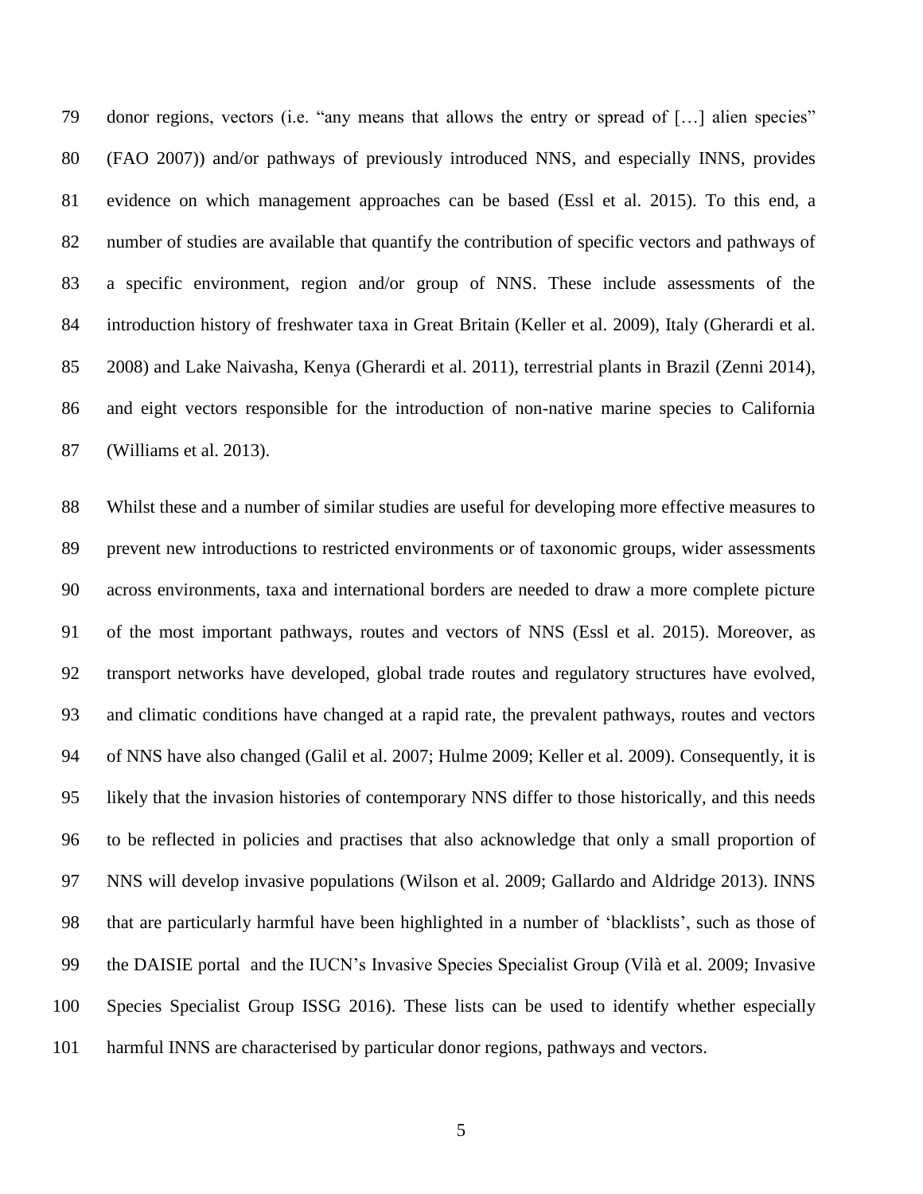donor regions, vectors (i.e. "any means that allows the entry or spread of […] alien species" (FAO 2007)) and/or pathways of previously introduced NNS, and especially INNS, provides evidence on which management approaches can be based (Essl et al. 2015). To this end, a number of studies are available that quantify the contribution of specific vectors and pathways of a specific environment, region and/or group of NNS. These include assessments of the introduction history of freshwater taxa in Great Britain (Keller et al. 2009), Italy (Gherardi et al. 2008) and Lake Naivasha, Kenya (Gherardi et al. 2011), terrestrial plants in Brazil (Zenni 2014), and eight vectors responsible for the introduction of non-native marine species to California (Williams et al. 2013).

Whilst these and a number of similar studies are useful for developing more effective measures to prevent new introductions to restricted environments or of taxonomic groups, wider assessments across environments, taxa and international borders are needed to draw a more complete picture of the most important pathways, routes and vectors of NNS (Essl et al. 2015). Moreover, as transport networks have developed, global trade routes and regulatory structures have evolved, and climatic conditions have changed at a rapid rate, the prevalent pathways, routes and vectors of NNS have also changed (Galil et al. 2007; Hulme 2009; Keller et al. 2009). Consequently, it is likely that the invasion histories of contemporary NNS differ to those historically, and this needs to be reflected in policies and practises that also acknowledge that only a small proportion of NNS will develop invasive populations (Wilson et al. 2009; Gallardo and Aldridge 2013). INNS that are particularly harmful have been highlighted in a number of 'blacklists', such as those of the DAISIE portal and the IUCN's Invasive Species Specialist Group (Vilà et al. 2009; Invasive Species Specialist Group ISSG 2016). These lists can be used to identify whether especially harmful INNS are characterised by particular donor regions, pathways and vectors.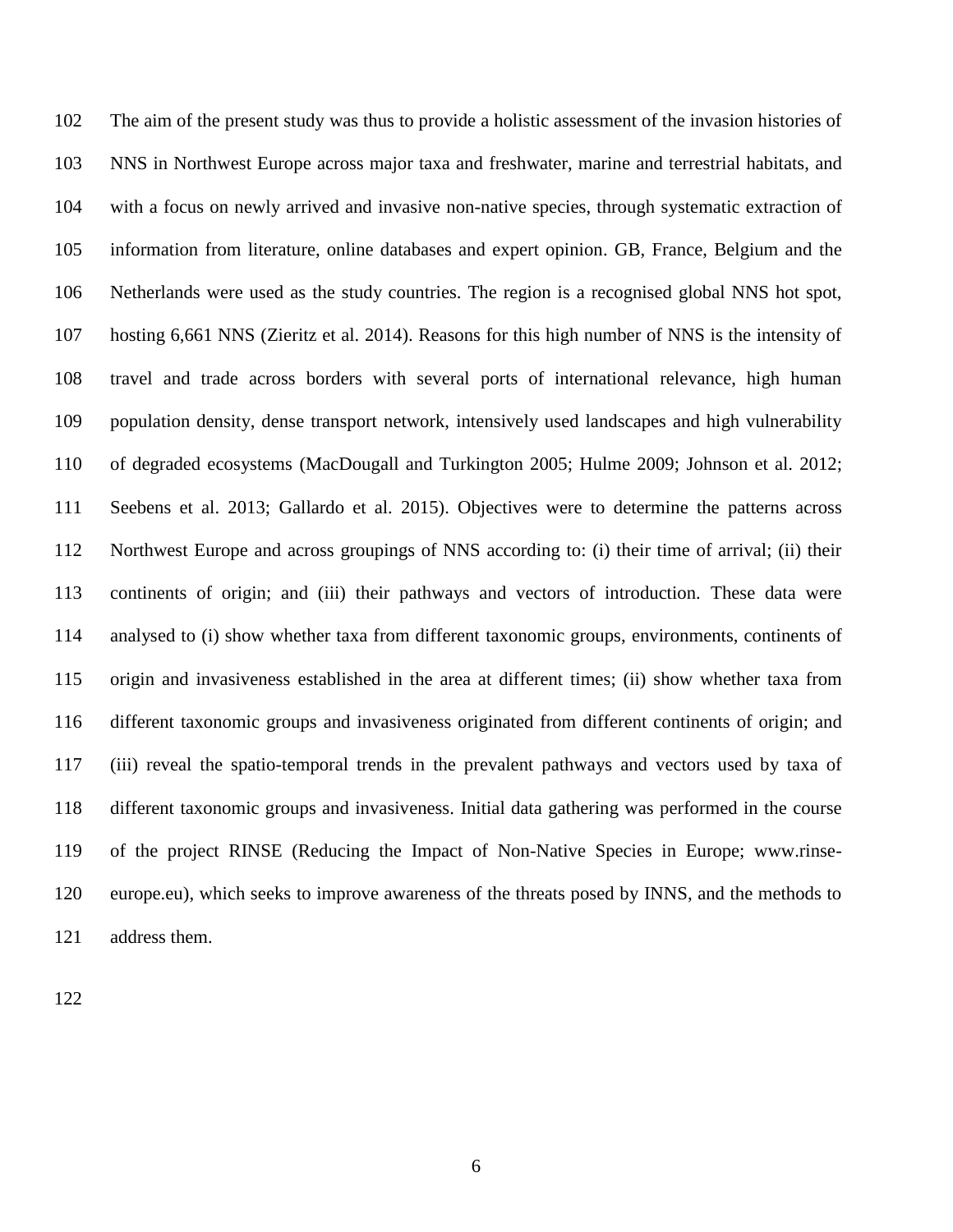The aim of the present study was thus to provide a holistic assessment of the invasion histories of NNS in Northwest Europe across major taxa and freshwater, marine and terrestrial habitats, and with a focus on newly arrived and invasive non-native species, through systematic extraction of information from literature, online databases and expert opinion. GB, France, Belgium and the Netherlands were used as the study countries. The region is a recognised global NNS hot spot, hosting 6,661 NNS (Zieritz et al. 2014). Reasons for this high number of NNS is the intensity of travel and trade across borders with several ports of international relevance, high human population density, dense transport network, intensively used landscapes and high vulnerability of degraded ecosystems (MacDougall and Turkington 2005; Hulme 2009; Johnson et al. 2012; Seebens et al. 2013; Gallardo et al. 2015). Objectives were to determine the patterns across Northwest Europe and across groupings of NNS according to: (i) their time of arrival; (ii) their continents of origin; and (iii) their pathways and vectors of introduction. These data were analysed to (i) show whether taxa from different taxonomic groups, environments, continents of origin and invasiveness established in the area at different times; (ii) show whether taxa from different taxonomic groups and invasiveness originated from different continents of origin; and (iii) reveal the spatio-temporal trends in the prevalent pathways and vectors used by taxa of different taxonomic groups and invasiveness. Initial data gathering was performed in the course of the project RINSE (Reducing the Impact of Non-Native Species in Europe; www.rinse-europe.eu), which seeks to improve awareness of the threats posed by INNS, and the methods to address them.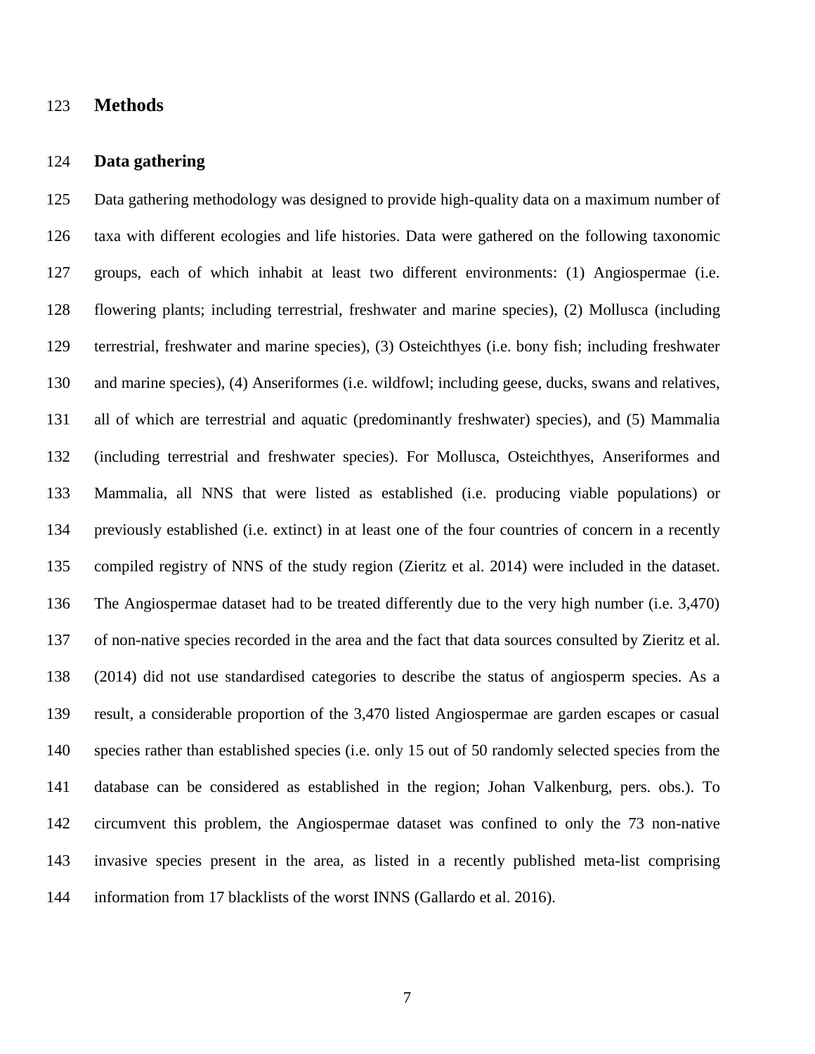## Methods

### Data gathering

Data gathering methodology was designed to provide high-quality data on a maximum number of taxa with different ecologies and life histories. Data were gathered on the following taxonomic groups, each of which inhabit at least two different environments: (1) Angiospermae (i.e. flowering plants; including terrestrial, freshwater and marine species), (2) Mollusca (including terrestrial, freshwater and marine species), (3) Osteichthyes (i.e. bony fish; including freshwater and marine species), (4) Anseriformes (i.e. wildfowl; including geese, ducks, swans and relatives, all of which are terrestrial and aquatic (predominantly freshwater) species), and (5) Mammalia (including terrestrial and freshwater species). For Mollusca, Osteichthyes, Anseriformes and Mammalia, all NNS that were listed as established (i.e. producing viable populations) or previously established (i.e. extinct) in at least one of the four countries of concern in a recently compiled registry of NNS of the study region (Zieritz et al. 2014) were included in the dataset. The Angiospermae dataset had to be treated differently due to the very high number (i.e. 3,470) of non-native species recorded in the area and the fact that data sources consulted by Zieritz et al. (2014) did not use standardised categories to describe the status of angiosperm species. As a result, a considerable proportion of the 3,470 listed Angiospermae are garden escapes or casual species rather than established species (i.e. only 15 out of 50 randomly selected species from the database can be considered as established in the region; Johan Valkenburg, pers. obs.). To circumvent this problem, the Angiospermae dataset was confined to only the 73 non-native invasive species present in the area, as listed in a recently published meta-list comprising information from 17 blacklists of the worst INNS (Gallardo et al. 2016).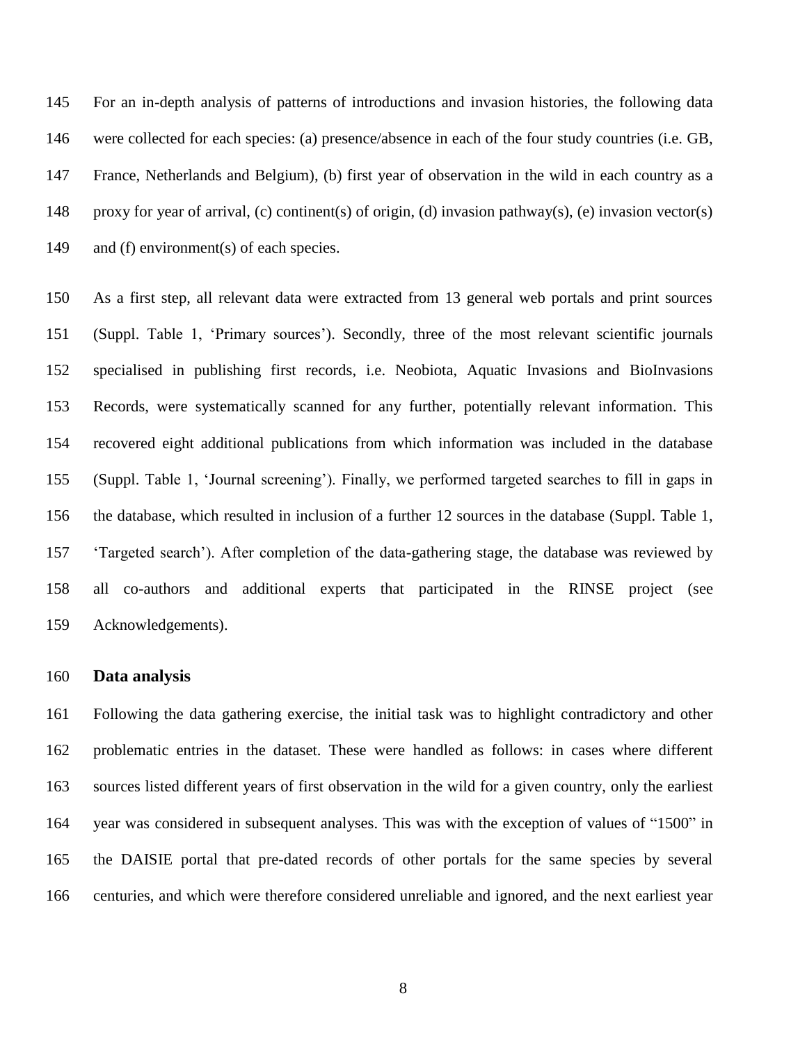For an in-depth analysis of patterns of introductions and invasion histories, the following data were collected for each species: (a) presence/absence in each of the four study countries (i.e. GB, France, Netherlands and Belgium), (b) first year of observation in the wild in each country as a proxy for year of arrival, (c) continent(s) of origin, (d) invasion pathway(s), (e) invasion vector(s) and (f) environment(s) of each species.

As a first step, all relevant data were extracted from 13 general web portals and print sources (Suppl. Table 1, 'Primary sources'). Secondly, three of the most relevant scientific journals specialised in publishing first records, i.e. Neobiota, Aquatic Invasions and BioInvasions Records, were systematically scanned for any further, potentially relevant information. This recovered eight additional publications from which information was included in the database (Suppl. Table 1, 'Journal screening'). Finally, we performed targeted searches to fill in gaps in the database, which resulted in inclusion of a further 12 sources in the database (Suppl. Table 1, 'Targeted search'). After completion of the data-gathering stage, the database was reviewed by all co-authors and additional experts that participated in the RINSE project (see Acknowledgements).

## Data analysis

Following the data gathering exercise, the initial task was to highlight contradictory and other problematic entries in the dataset. These were handled as follows: in cases where different sources listed different years of first observation in the wild for a given country, only the earliest year was considered in subsequent analyses. This was with the exception of values of "1500" in the DAISIE portal that pre-dated records of other portals for the same species by several centuries, and which were therefore considered unreliable and ignored, and the next earliest year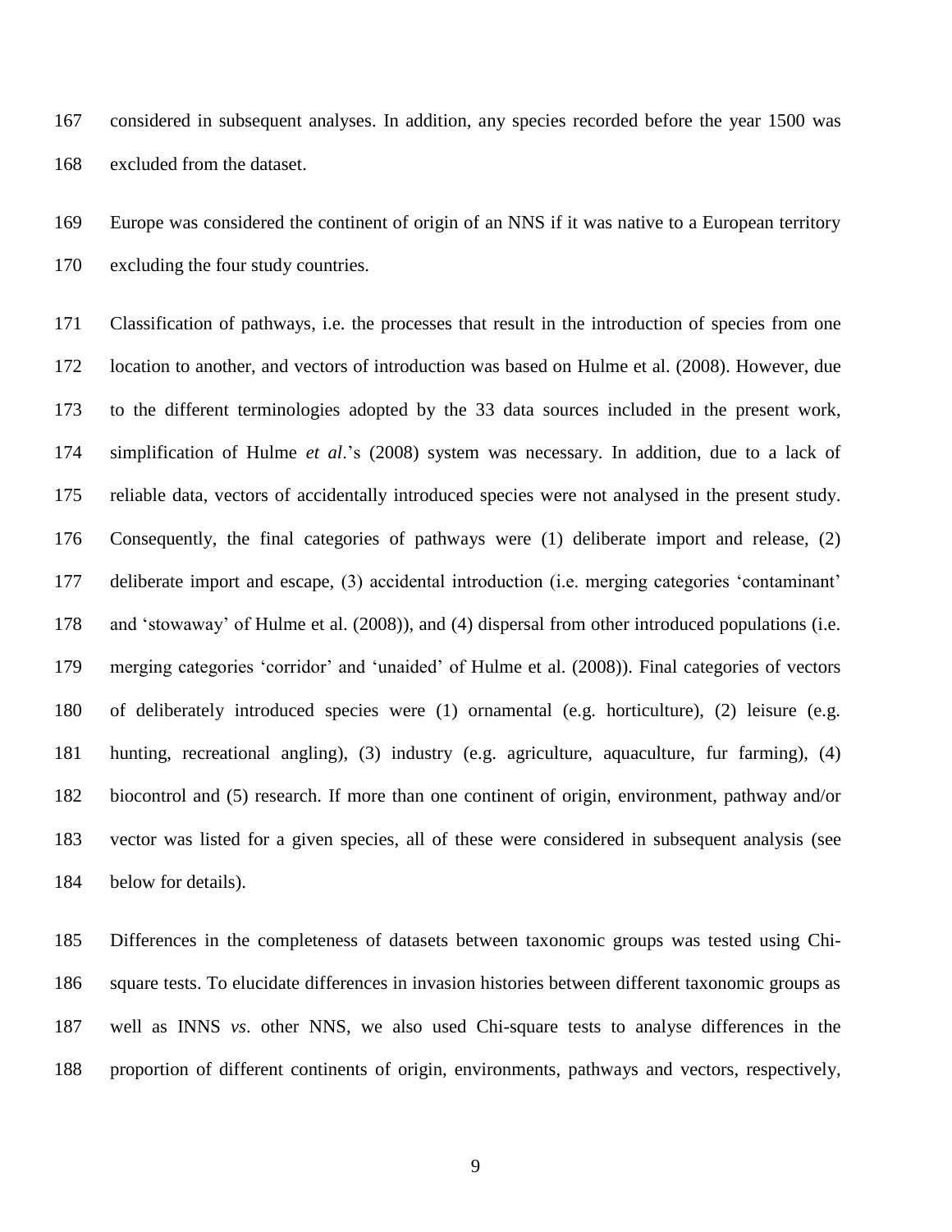considered in subsequent analyses. In addition, any species recorded before the year 1500 was excluded from the dataset.

Europe was considered the continent of origin of an NNS if it was native to a European territory excluding the four study countries.

Classification of pathways, i.e. the processes that result in the introduction of species from one location to another, and vectors of introduction was based on Hulme et al. (2008). However, due to the different terminologies adopted by the 33 data sources included in the present work, simplification of Hulme *et al*.'s (2008) system was necessary. In addition, due to a lack of reliable data, vectors of accidentally introduced species were not analysed in the present study. Consequently, the final categories of pathways were (1) deliberate import and release, (2) deliberate import and escape, (3) accidental introduction (i.e. merging categories 'contaminant' and 'stowaway' of Hulme et al. (2008)), and (4) dispersal from other introduced populations (i.e. merging categories 'corridor' and 'unaided' of Hulme et al. (2008)). Final categories of vectors of deliberately introduced species were (1) ornamental (e.g. horticulture), (2) leisure (e.g. hunting, recreational angling), (3) industry (e.g. agriculture, aquaculture, fur farming), (4) biocontrol and (5) research. If more than one continent of origin, environment, pathway and/or vector was listed for a given species, all of these were considered in subsequent analysis (see below for details).

Differences in the completeness of datasets between taxonomic groups was tested using Chi-square tests. To elucidate differences in invasion histories between different taxonomic groups as well as INNS *vs*. other NNS, we also used Chi-square tests to analyse differences in the proportion of different continents of origin, environments, pathways and vectors, respectively,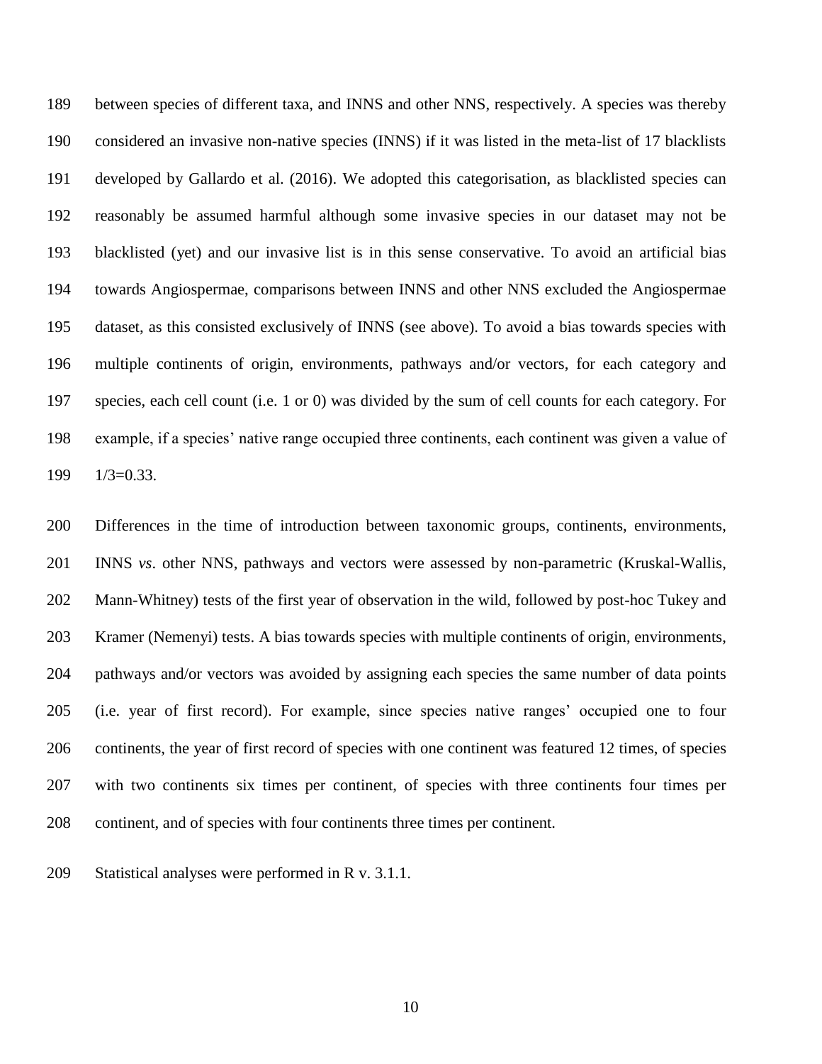between species of different taxa, and INNS and other NNS, respectively. A species was thereby considered an invasive non-native species (INNS) if it was listed in the meta-list of 17 blacklists developed by Gallardo et al. (2016). We adopted this categorisation, as blacklisted species can reasonably be assumed harmful although some invasive species in our dataset may not be blacklisted (yet) and our invasive list is in this sense conservative. To avoid an artificial bias towards Angiospermae, comparisons between INNS and other NNS excluded the Angiospermae dataset, as this consisted exclusively of INNS (see above). To avoid a bias towards species with multiple continents of origin, environments, pathways and/or vectors, for each category and species, each cell count (i.e. 1 or 0) was divided by the sum of cell counts for each category. For example, if a species' native range occupied three continents, each continent was given a value of 1/3=0.33.

Differences in the time of introduction between taxonomic groups, continents, environments, INNS *vs*. other NNS, pathways and vectors were assessed by non-parametric (Kruskal-Wallis, Mann-Whitney) tests of the first year of observation in the wild, followed by post-hoc Tukey and Kramer (Nemenyi) tests. A bias towards species with multiple continents of origin, environments, pathways and/or vectors was avoided by assigning each species the same number of data points (i.e. year of first record). For example, since species native ranges' occupied one to four continents, the year of first record of species with one continent was featured 12 times, of species with two continents six times per continent, of species with three continents four times per continent, and of species with four continents three times per continent.

Statistical analyses were performed in R v. 3.1.1.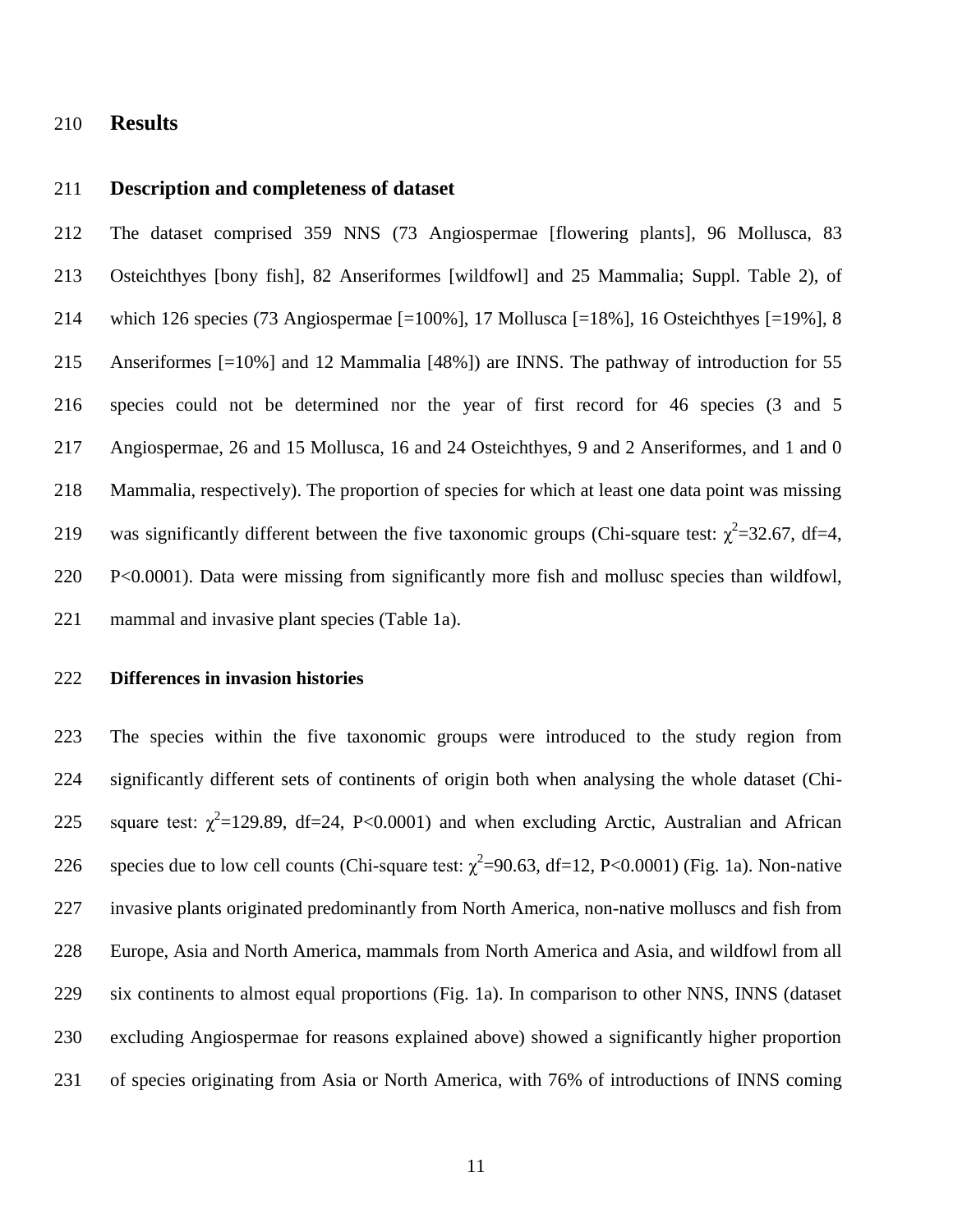## Results

### Description and completeness of dataset

The dataset comprised 359 NNS (73 Angiospermae [flowering plants], 96 Mollusca, 83 Osteichthyes [bony fish], 82 Anseriformes [wildfowl] and 25 Mammalia; Suppl. Table 2), of which 126 species (73 Angiospermae [=100%], 17 Mollusca [=18%], 16 Osteichthyes [=19%], 8 Anseriformes [=10%] and 12 Mammalia [48%]) are INNS. The pathway of introduction for 55 species could not be determined nor the year of first record for 46 species (3 and 5 Angiospermae, 26 and 15 Mollusca, 16 and 24 Osteichthyes, 9 and 2 Anseriformes, and 1 and 0 Mammalia, respectively). The proportion of species for which at least one data point was missing was significantly different between the five taxonomic groups (Chi-square test: $\chi^2$=32.67, df=4, P<0.0001). Data were missing from significantly more fish and mollusc species than wildfowl, mammal and invasive plant species (Table 1a).

### Differences in invasion histories

The species within the five taxonomic groups were introduced to the study region from significantly different sets of continents of origin both when analysing the whole dataset (Chi-square test: $\chi^2$=129.89, df=24, P<0.0001) and when excluding Arctic, Australian and African species due to low cell counts (Chi-square test: $\chi^2$=90.63, df=12, P<0.0001) (Fig. 1a). Non-native invasive plants originated predominantly from North America, non-native molluscs and fish from Europe, Asia and North America, mammals from North America and Asia, and wildfowl from all six continents to almost equal proportions (Fig. 1a). In comparison to other NNS, INNS (dataset excluding Angiospermae for reasons explained above) showed a significantly higher proportion of species originating from Asia or North America, with 76% of introductions of INNS coming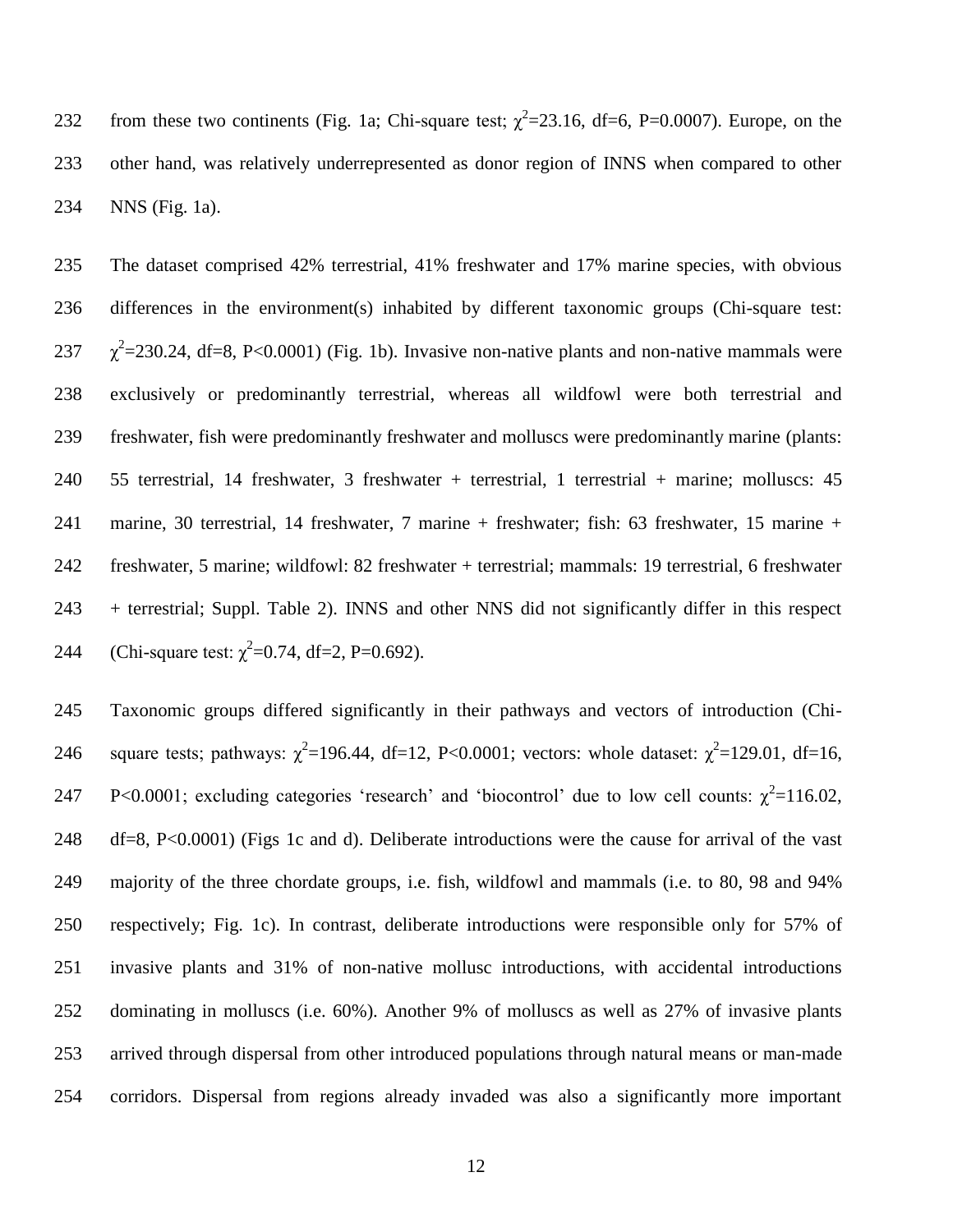from these two continents (Fig. 1a; Chi-square test; $\chi^2$=23.16, df=6, P=0.0007). Europe, on the other hand, was relatively underrepresented as donor region of INNS when compared to other NNS (Fig. 1a).

The dataset comprised 42% terrestrial, 41% freshwater and 17% marine species, with obvious differences in the environment(s) inhabited by different taxonomic groups (Chi-square test: $\chi^2$=230.24, df=8, P<0.0001) (Fig. 1b). Invasive non-native plants and non-native mammals were exclusively or predominantly terrestrial, whereas all wildfowl were both terrestrial and freshwater, fish were predominantly freshwater and molluscs were predominantly marine (plants: 55 terrestrial, 14 freshwater, 3 freshwater + terrestrial, 1 terrestrial + marine; molluscs: 45 marine, 30 terrestrial, 14 freshwater, 7 marine + freshwater; fish: 63 freshwater, 15 marine + freshwater, 5 marine; wildfowl: 82 freshwater + terrestrial; mammals: 19 terrestrial, 6 freshwater + terrestrial; Suppl. Table 2). INNS and other NNS did not significantly differ in this respect (Chi-square test: $\chi^2$=0.74, df=2, P=0.692).

Taxonomic groups differed significantly in their pathways and vectors of introduction (Chi-square tests; pathways: $\chi^2$=196.44, df=12, P<0.0001; vectors: whole dataset: $\chi^2$=129.01, df=16, P<0.0001; excluding categories 'research' and 'biocontrol' due to low cell counts: $\chi^2$=116.02, df=8, P<0.0001) (Figs 1c and d). Deliberate introductions were the cause for arrival of the vast majority of the three chordate groups, i.e. fish, wildfowl and mammals (i.e. to 80, 98 and 94% respectively; Fig. 1c). In contrast, deliberate introductions were responsible only for 57% of invasive plants and 31% of non-native mollusc introductions, with accidental introductions dominating in molluscs (i.e. 60%). Another 9% of molluscs as well as 27% of invasive plants arrived through dispersal from other introduced populations through natural means or man-made corridors. Dispersal from regions already invaded was also a significantly more important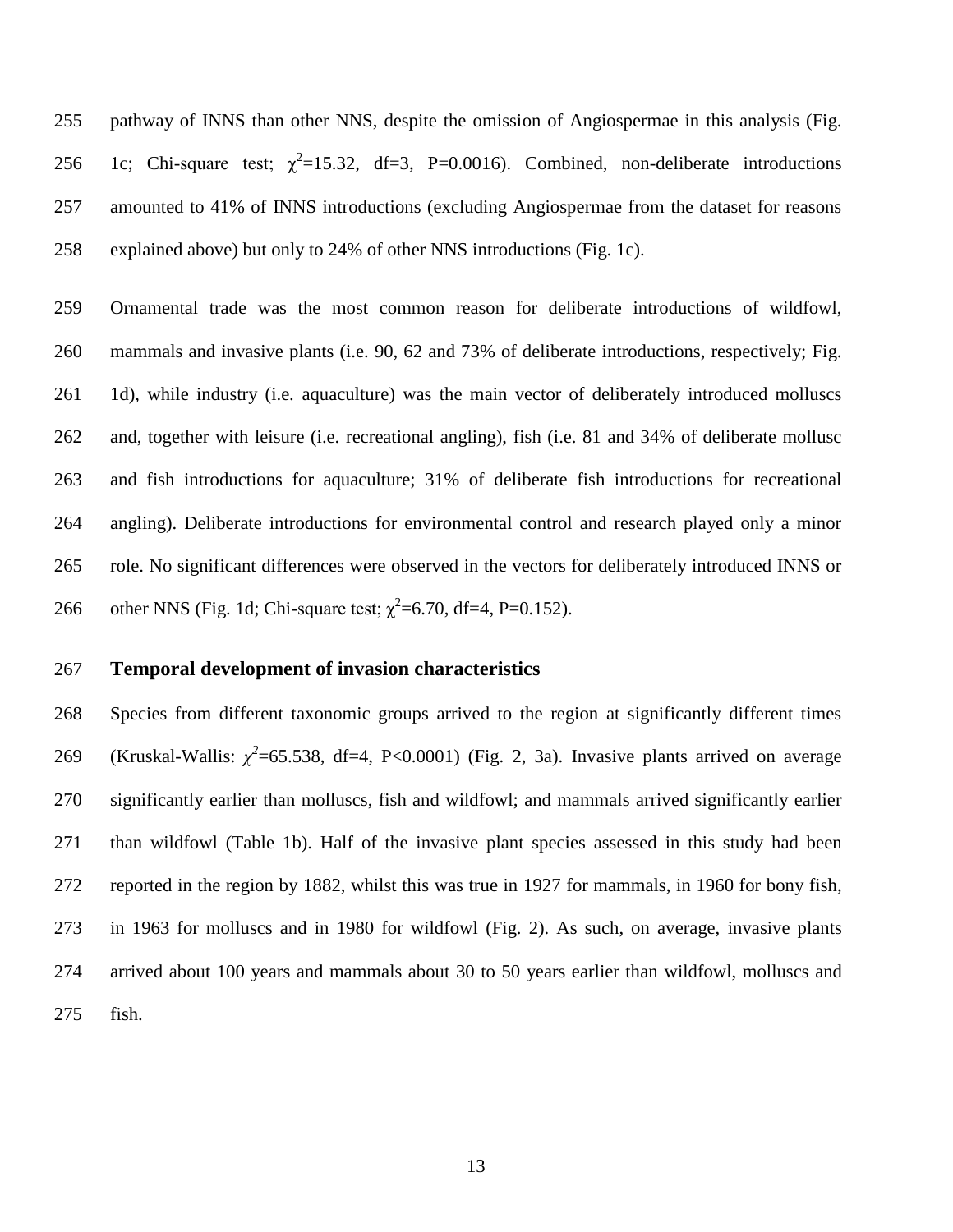pathway of INNS than other NNS, despite the omission of Angiospermae in this analysis (Fig. 1c; Chi-square test; $\chi^2$=15.32, df=3, P=0.0016). Combined, non-deliberate introductions amounted to 41% of INNS introductions (excluding Angiospermae from the dataset for reasons explained above) but only to 24% of other NNS introductions (Fig. 1c).

Ornamental trade was the most common reason for deliberate introductions of wildfowl, mammals and invasive plants (i.e. 90, 62 and 73% of deliberate introductions, respectively; Fig. 1d), while industry (i.e. aquaculture) was the main vector of deliberately introduced molluscs and, together with leisure (i.e. recreational angling), fish (i.e. 81 and 34% of deliberate mollusc and fish introductions for aquaculture; 31% of deliberate fish introductions for recreational angling). Deliberate introductions for environmental control and research played only a minor role. No significant differences were observed in the vectors for deliberately introduced INNS or other NNS (Fig. 1d; Chi-square test; $\chi^2$=6.70, df=4, P=0.152).

## Temporal development of invasion characteristics

Species from different taxonomic groups arrived to the region at significantly different times (Kruskal-Wallis: $\chi^2$=65.538, df=4, P<0.0001) (Fig. 2, 3a). Invasive plants arrived on average significantly earlier than molluscs, fish and wildfowl; and mammals arrived significantly earlier than wildfowl (Table 1b). Half of the invasive plant species assessed in this study had been reported in the region by 1882, whilst this was true in 1927 for mammals, in 1960 for bony fish, in 1963 for molluscs and in 1980 for wildfowl (Fig. 2). As such, on average, invasive plants arrived about 100 years and mammals about 30 to 50 years earlier than wildfowl, molluscs and fish.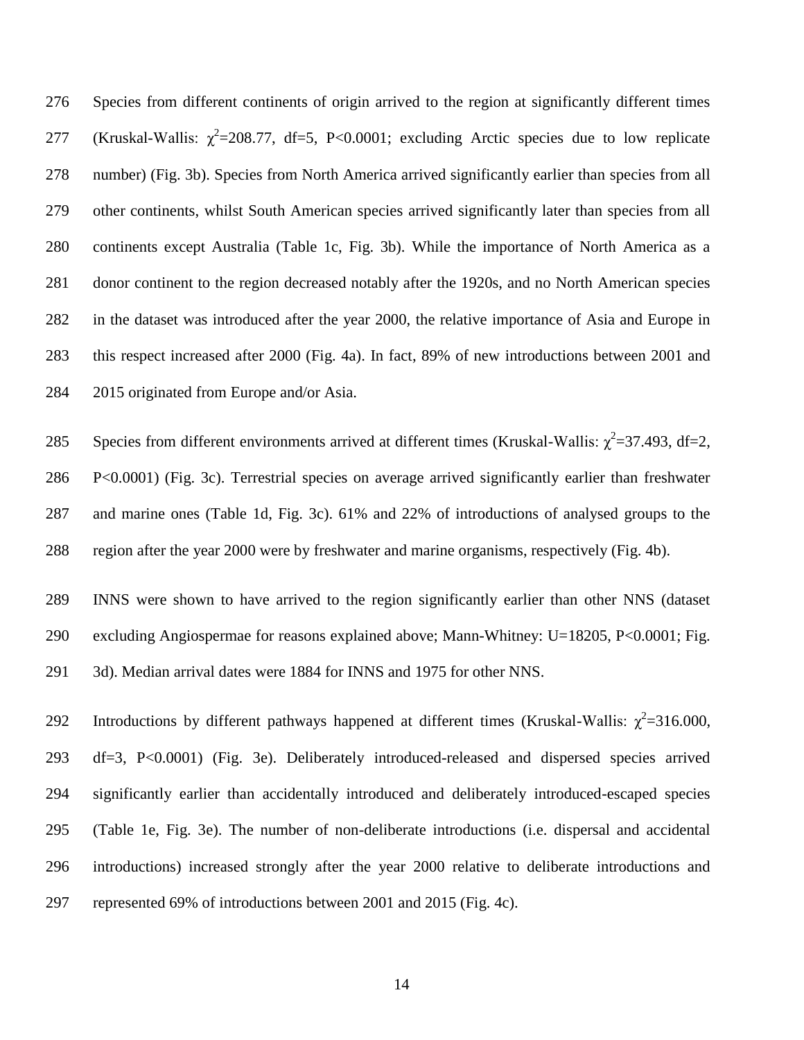Species from different continents of origin arrived to the region at significantly different times (Kruskal-Wallis: $\chi^2$=208.77, df=5, P<0.0001; excluding Arctic species due to low replicate number) (Fig. 3b). Species from North America arrived significantly earlier than species from all other continents, whilst South American species arrived significantly later than species from all continents except Australia (Table 1c, Fig. 3b). While the importance of North America as a donor continent to the region decreased notably after the 1920s, and no North American species in the dataset was introduced after the year 2000, the relative importance of Asia and Europe in this respect increased after 2000 (Fig. 4a). In fact, 89% of new introductions between 2001 and 2015 originated from Europe and/or Asia.

Species from different environments arrived at different times (Kruskal-Wallis: $\chi^2$=37.493, df=2, P<0.0001) (Fig. 3c). Terrestrial species on average arrived significantly earlier than freshwater and marine ones (Table 1d, Fig. 3c). 61% and 22% of introductions of analysed groups to the region after the year 2000 were by freshwater and marine organisms, respectively (Fig. 4b).

INNS were shown to have arrived to the region significantly earlier than other NNS (dataset excluding Angiospermae for reasons explained above; Mann-Whitney: U=18205, P<0.0001; Fig. 3d). Median arrival dates were 1884 for INNS and 1975 for other NNS.

Introductions by different pathways happened at different times (Kruskal-Wallis: $\chi^2$=316.000, df=3, P<0.0001) (Fig. 3e). Deliberately introduced-released and dispersed species arrived significantly earlier than accidentally introduced and deliberately introduced-escaped species (Table 1e, Fig. 3e). The number of non-deliberate introductions (i.e. dispersal and accidental introductions) increased strongly after the year 2000 relative to deliberate introductions and represented 69% of introductions between 2001 and 2015 (Fig. 4c).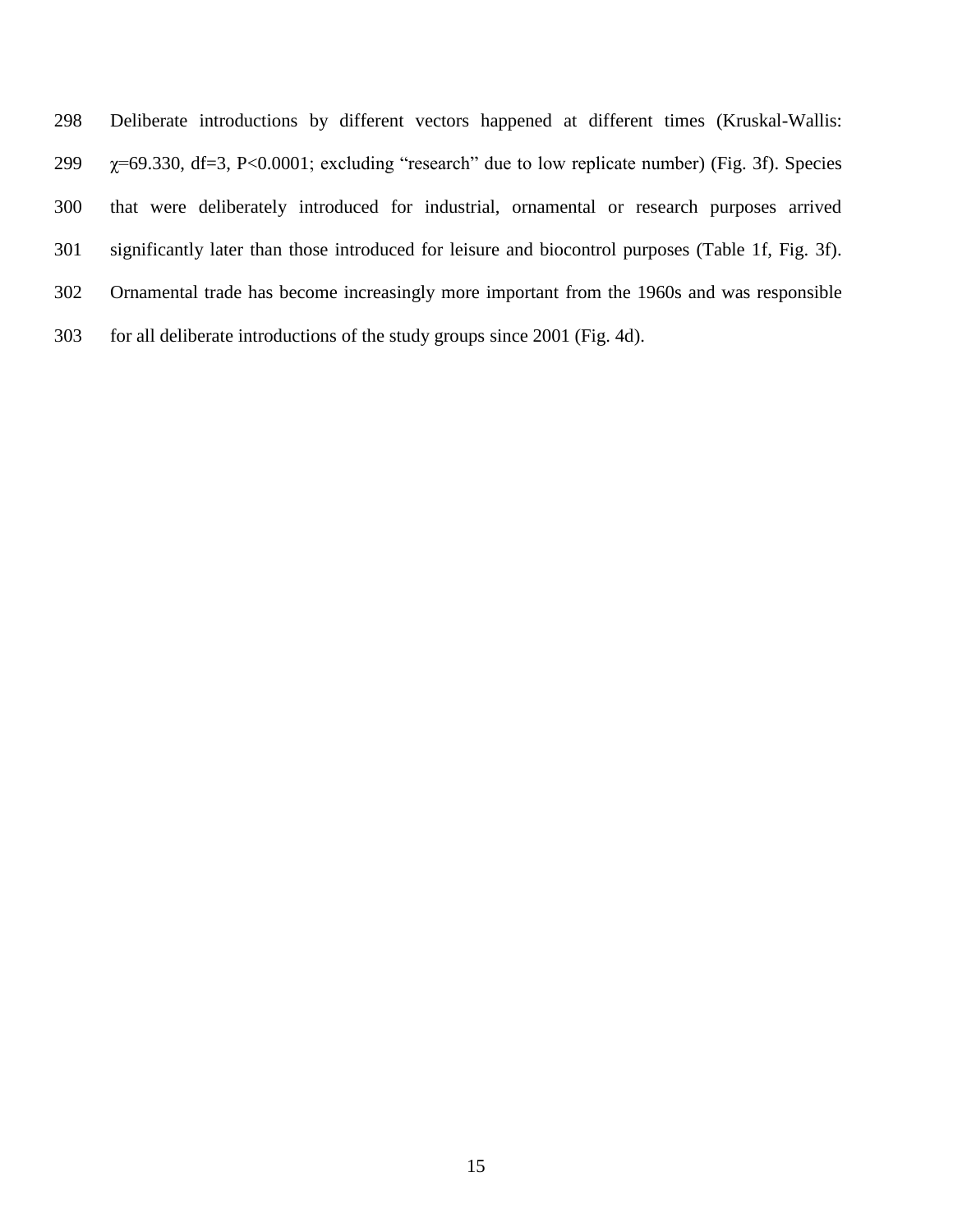Deliberate introductions by different vectors happened at different times (Kruskal-Wallis: $\chi$=69.330, df=3, $P<0.0001$; excluding "research" due to low replicate number) (Fig. 3f). Species that were deliberately introduced for industrial, ornamental or research purposes arrived significantly later than those introduced for leisure and biocontrol purposes (Table 1f, Fig. 3f). Ornamental trade has become increasingly more important from the 1960s and was responsible for all deliberate introductions of the study groups since 2001 (Fig. 4d).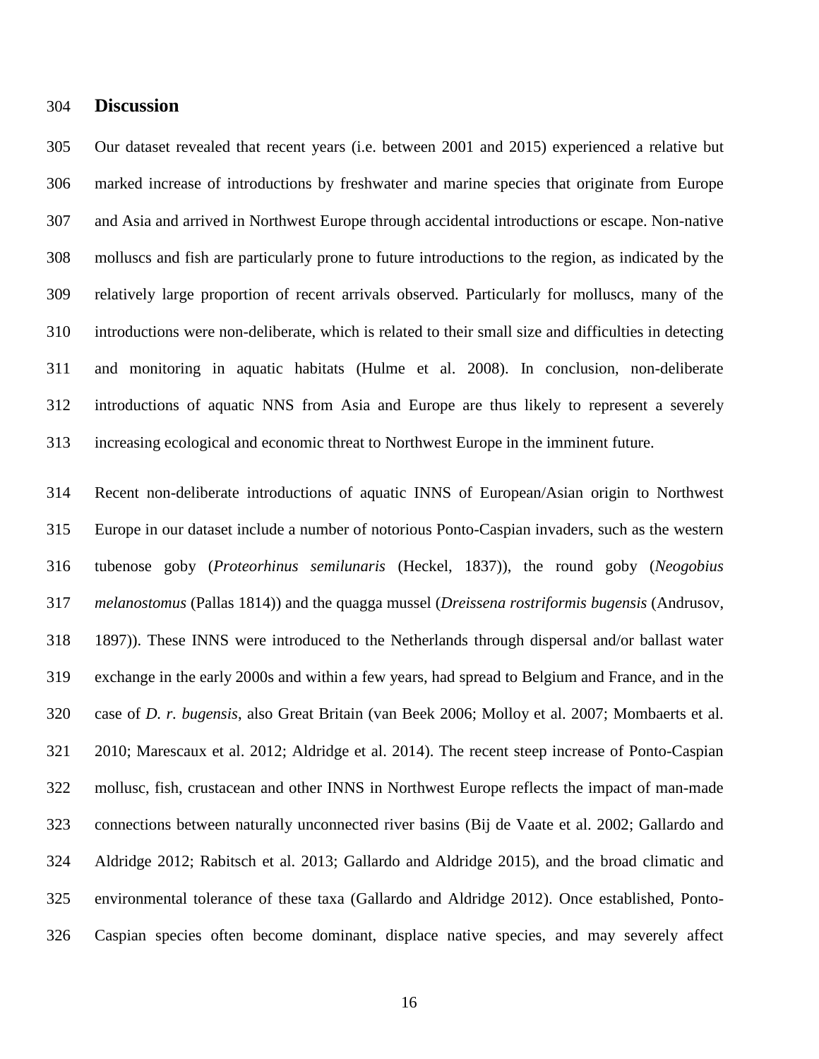## Discussion

Our dataset revealed that recent years (i.e. between 2001 and 2015) experienced a relative but marked increase of introductions by freshwater and marine species that originate from Europe and Asia and arrived in Northwest Europe through accidental introductions or escape. Non-native molluscs and fish are particularly prone to future introductions to the region, as indicated by the relatively large proportion of recent arrivals observed. Particularly for molluscs, many of the introductions were non-deliberate, which is related to their small size and difficulties in detecting and monitoring in aquatic habitats (Hulme et al. 2008). In conclusion, non-deliberate introductions of aquatic NNS from Asia and Europe are thus likely to represent a severely increasing ecological and economic threat to Northwest Europe in the imminent future.

Recent non-deliberate introductions of aquatic INNS of European/Asian origin to Northwest Europe in our dataset include a number of notorious Ponto-Caspian invaders, such as the western tubenose goby (*Proteorhinus semilunaris* (Heckel, 1837)), the round goby (*Neogobius melanostomus* (Pallas 1814)) and the quagga mussel (*Dreissena rostriformis bugensis* (Andrusov, 1897)). These INNS were introduced to the Netherlands through dispersal and/or ballast water exchange in the early 2000s and within a few years, had spread to Belgium and France, and in the case of *D. r. bugensis*, also Great Britain (van Beek 2006; Molloy et al. 2007; Mombaerts et al. 2010; Marescaux et al. 2012; Aldridge et al. 2014). The recent steep increase of Ponto-Caspian mollusc, fish, crustacean and other INNS in Northwest Europe reflects the impact of man-made connections between naturally unconnected river basins (Bij de Vaate et al. 2002; Gallardo and Aldridge 2012; Rabitsch et al. 2013; Gallardo and Aldridge 2015), and the broad climatic and environmental tolerance of these taxa (Gallardo and Aldridge 2012). Once established, Ponto-Caspian species often become dominant, displace native species, and may severely affect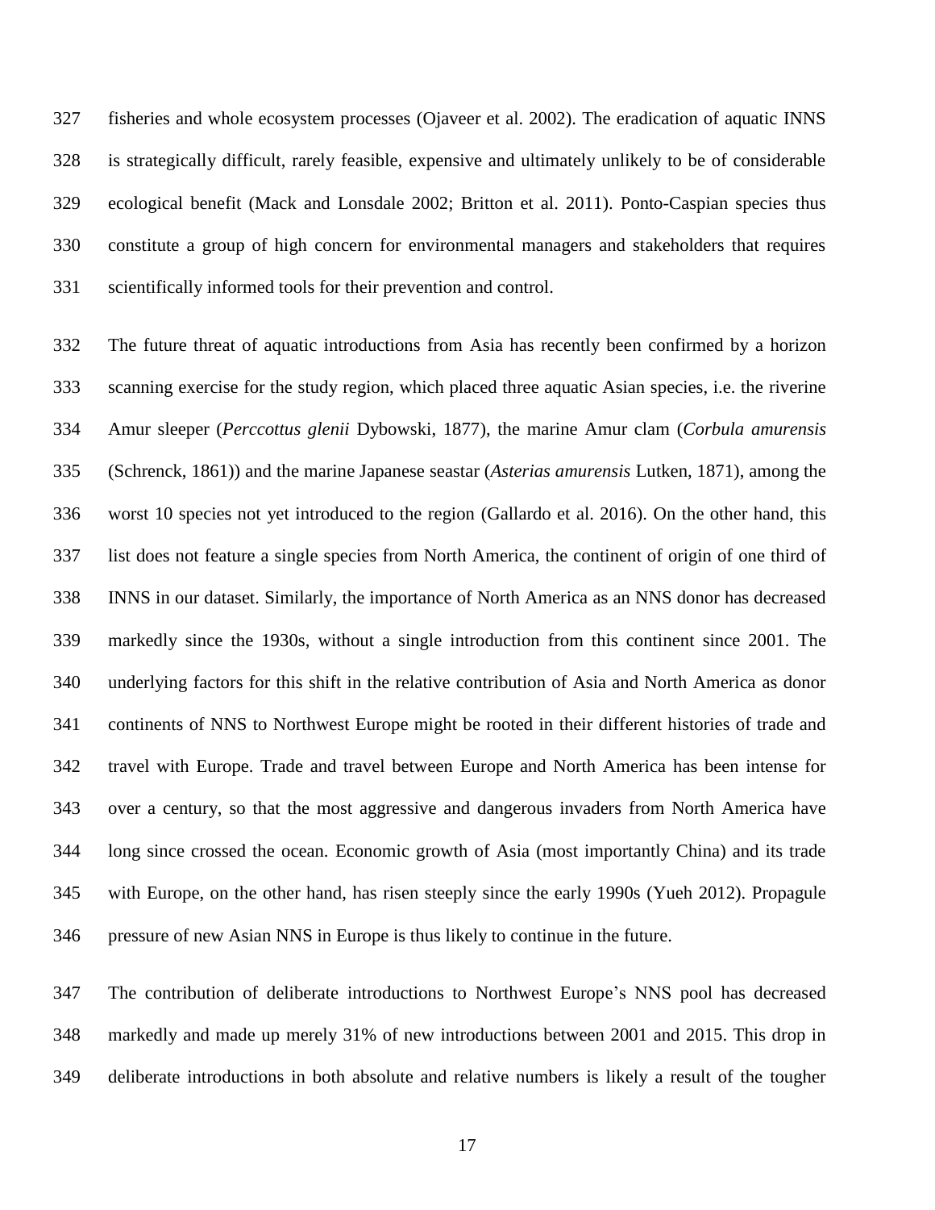fisheries and whole ecosystem processes (Ojaveer et al. 2002). The eradication of aquatic INNS is strategically difficult, rarely feasible, expensive and ultimately unlikely to be of considerable ecological benefit (Mack and Lonsdale 2002; Britton et al. 2011). Ponto-Caspian species thus constitute a group of high concern for environmental managers and stakeholders that requires scientifically informed tools for their prevention and control.

The future threat of aquatic introductions from Asia has recently been confirmed by a horizon scanning exercise for the study region, which placed three aquatic Asian species, i.e. the riverine Amur sleeper (*Perccottus glenii* Dybowski, 1877), the marine Amur clam (*Corbula amurensis* (Schrenck, 1861)) and the marine Japanese seastar (*Asterias amurensis* Lutken, 1871), among the worst 10 species not yet introduced to the region (Gallardo et al. 2016). On the other hand, this list does not feature a single species from North America, the continent of origin of one third of INNS in our dataset. Similarly, the importance of North America as an NNS donor has decreased markedly since the 1930s, without a single introduction from this continent since 2001. The underlying factors for this shift in the relative contribution of Asia and North America as donor continents of NNS to Northwest Europe might be rooted in their different histories of trade and travel with Europe. Trade and travel between Europe and North America has been intense for over a century, so that the most aggressive and dangerous invaders from North America have long since crossed the ocean. Economic growth of Asia (most importantly China) and its trade with Europe, on the other hand, has risen steeply since the early 1990s (Yueh 2012). Propagule pressure of new Asian NNS in Europe is thus likely to continue in the future.

The contribution of deliberate introductions to Northwest Europe's NNS pool has decreased markedly and made up merely 31% of new introductions between 2001 and 2015. This drop in deliberate introductions in both absolute and relative numbers is likely a result of the tougher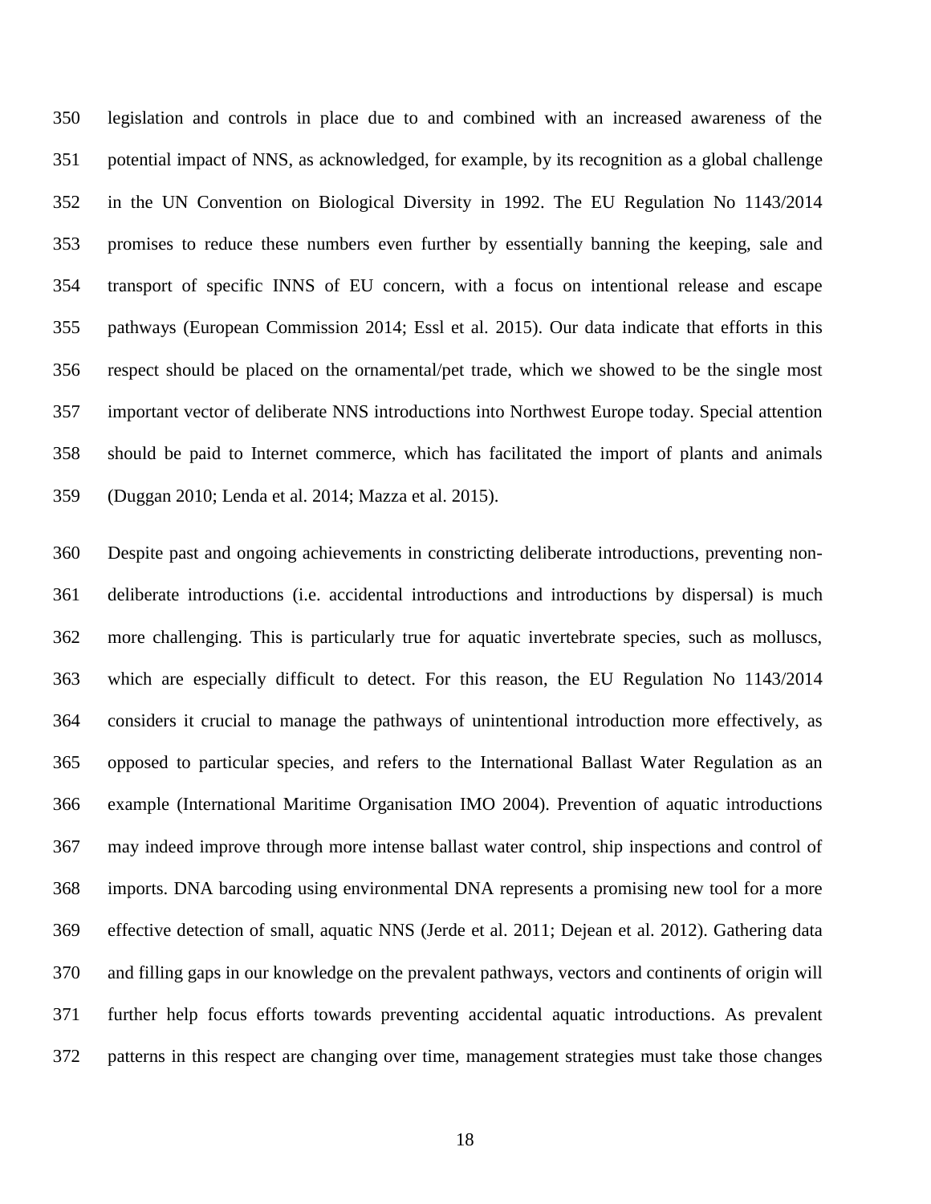legislation and controls in place due to and combined with an increased awareness of the potential impact of NNS, as acknowledged, for example, by its recognition as a global challenge in the UN Convention on Biological Diversity in 1992. The EU Regulation No 1143/2014 promises to reduce these numbers even further by essentially banning the keeping, sale and transport of specific INNS of EU concern, with a focus on intentional release and escape pathways (European Commission 2014; Essl et al. 2015). Our data indicate that efforts in this respect should be placed on the ornamental/pet trade, which we showed to be the single most important vector of deliberate NNS introductions into Northwest Europe today. Special attention should be paid to Internet commerce, which has facilitated the import of plants and animals (Duggan 2010; Lenda et al. 2014; Mazza et al. 2015).

Despite past and ongoing achievements in constricting deliberate introductions, preventing non-deliberate introductions (i.e. accidental introductions and introductions by dispersal) is much more challenging. This is particularly true for aquatic invertebrate species, such as molluscs, which are especially difficult to detect. For this reason, the EU Regulation No 1143/2014 considers it crucial to manage the pathways of unintentional introduction more effectively, as opposed to particular species, and refers to the International Ballast Water Regulation as an example (International Maritime Organisation IMO 2004). Prevention of aquatic introductions may indeed improve through more intense ballast water control, ship inspections and control of imports. DNA barcoding using environmental DNA represents a promising new tool for a more effective detection of small, aquatic NNS (Jerde et al. 2011; Dejean et al. 2012). Gathering data and filling gaps in our knowledge on the prevalent pathways, vectors and continents of origin will further help focus efforts towards preventing accidental aquatic introductions. As prevalent patterns in this respect are changing over time, management strategies must take those changes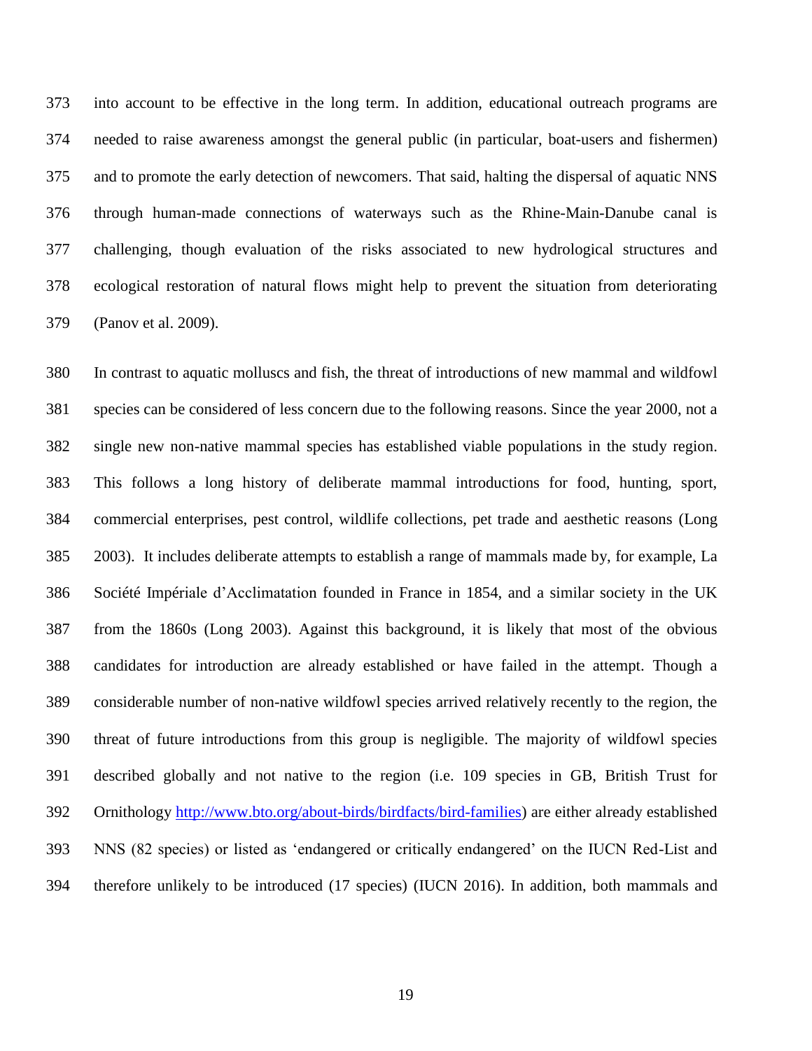into account to be effective in the long term. In addition, educational outreach programs are needed to raise awareness amongst the general public (in particular, boat-users and fishermen) and to promote the early detection of newcomers. That said, halting the dispersal of aquatic NNS through human-made connections of waterways such as the Rhine-Main-Danube canal is challenging, though evaluation of the risks associated to new hydrological structures and ecological restoration of natural flows might help to prevent the situation from deteriorating (Panov et al. 2009).

In contrast to aquatic molluscs and fish, the threat of introductions of new mammal and wildfowl species can be considered of less concern due to the following reasons. Since the year 2000, not a single new non-native mammal species has established viable populations in the study region. This follows a long history of deliberate mammal introductions for food, hunting, sport, commercial enterprises, pest control, wildlife collections, pet trade and aesthetic reasons (Long 2003). It includes deliberate attempts to establish a range of mammals made by, for example, La Société Impériale d'Acclimatation founded in France in 1854, and a similar society in the UK from the 1860s (Long 2003). Against this background, it is likely that most of the obvious candidates for introduction are already established or have failed in the attempt. Though a considerable number of non-native wildfowl species arrived relatively recently to the region, the threat of future introductions from this group is negligible. The majority of wildfowl species described globally and not native to the region (i.e. 109 species in GB, British Trust for Ornithology http://www.bto.org/about-birds/birdfacts/bird-families) are either already established NNS (82 species) or listed as 'endangered or critically endangered' on the IUCN Red-List and therefore unlikely to be introduced (17 species) (IUCN 2016). In addition, both mammals and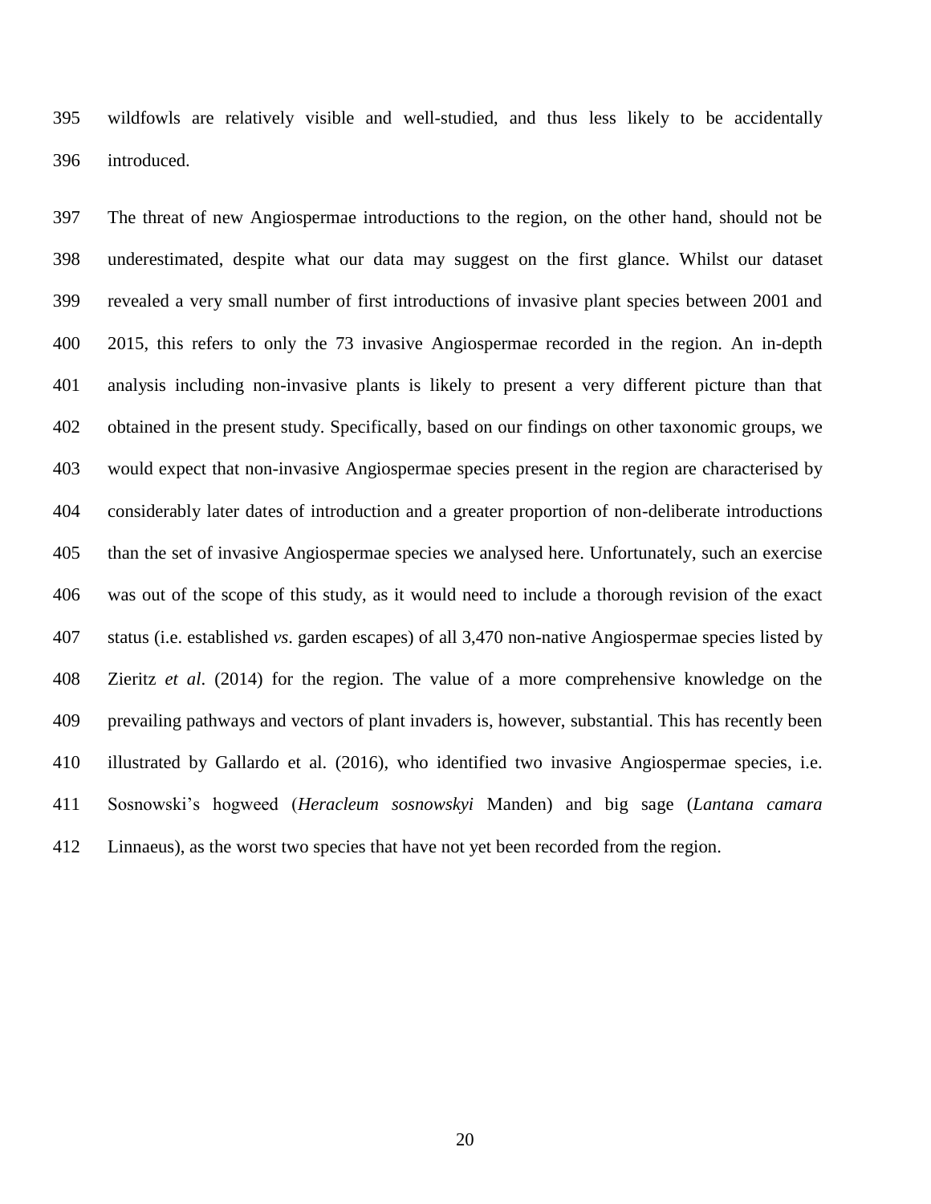wildfowls are relatively visible and well-studied, and thus less likely to be accidentally introduced.

The threat of new Angiospermae introductions to the region, on the other hand, should not be underestimated, despite what our data may suggest on the first glance. Whilst our dataset revealed a very small number of first introductions of invasive plant species between 2001 and 2015, this refers to only the 73 invasive Angiospermae recorded in the region. An in-depth analysis including non-invasive plants is likely to present a very different picture than that obtained in the present study. Specifically, based on our findings on other taxonomic groups, we would expect that non-invasive Angiospermae species present in the region are characterised by considerably later dates of introduction and a greater proportion of non-deliberate introductions than the set of invasive Angiospermae species we analysed here. Unfortunately, such an exercise was out of the scope of this study, as it would need to include a thorough revision of the exact status (i.e. established *vs*. garden escapes) of all 3,470 non-native Angiospermae species listed by Zieritz *et al*. (2014) for the region. The value of a more comprehensive knowledge on the prevailing pathways and vectors of plant invaders is, however, substantial. This has recently been illustrated by Gallardo et al. (2016), who identified two invasive Angiospermae species, i.e. Sosnowski's hogweed (*Heracleum sosnowskyi* Manden) and big sage (*Lantana camara* Linnaeus), as the worst two species that have not yet been recorded from the region.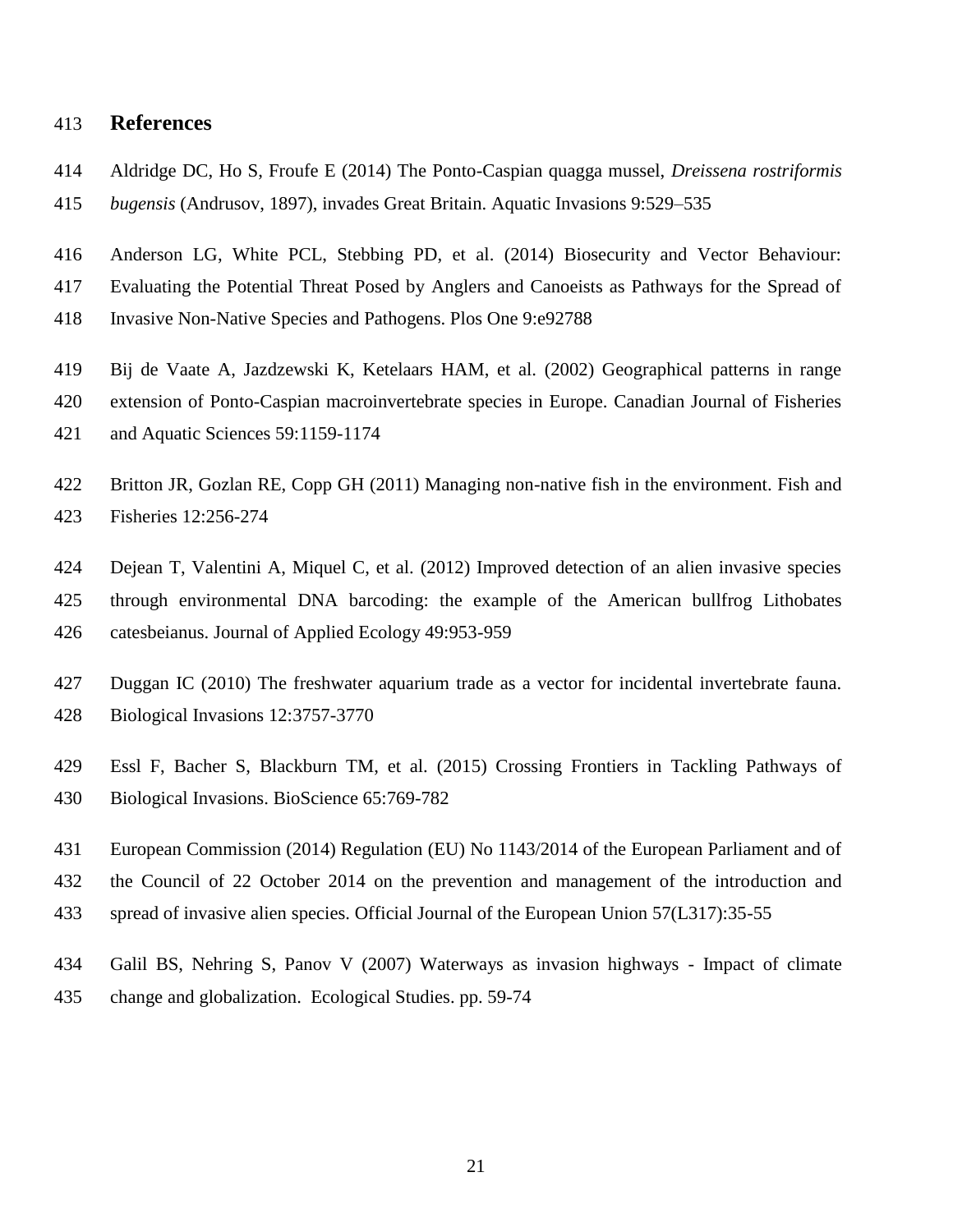## References

Aldridge DC, Ho S, Froufe E (2014) The Ponto-Caspian quagga mussel, *Dreissena rostriformis bugensis* (Andrusov, 1897), invades Great Britain. Aquatic Invasions 9:529–535

Anderson LG, White PCL, Stebbing PD, et al. (2014) Biosecurity and Vector Behaviour: Evaluating the Potential Threat Posed by Anglers and Canoeists as Pathways for the Spread of Invasive Non-Native Species and Pathogens. Plos One 9:e92788

Bij de Vaate A, Jazdzewski K, Ketelaars HAM, et al. (2002) Geographical patterns in range extension of Ponto-Caspian macroinvertebrate species in Europe. Canadian Journal of Fisheries and Aquatic Sciences 59:1159-1174

Britton JR, Gozlan RE, Copp GH (2011) Managing non-native fish in the environment. Fish and Fisheries 12:256-274

Dejean T, Valentini A, Miquel C, et al. (2012) Improved detection of an alien invasive species through environmental DNA barcoding: the example of the American bullfrog Lithobates catesbeianus. Journal of Applied Ecology 49:953-959

Duggan IC (2010) The freshwater aquarium trade as a vector for incidental invertebrate fauna. Biological Invasions 12:3757-3770

Essl F, Bacher S, Blackburn TM, et al. (2015) Crossing Frontiers in Tackling Pathways of Biological Invasions. BioScience 65:769-782

European Commission (2014) Regulation (EU) No 1143/2014 of the European Parliament and of the Council of 22 October 2014 on the prevention and management of the introduction and spread of invasive alien species. Official Journal of the European Union 57(L317):35-55

Galil BS, Nehring S, Panov V (2007) Waterways as invasion highways - Impact of climate change and globalization. Ecological Studies. pp. 59-74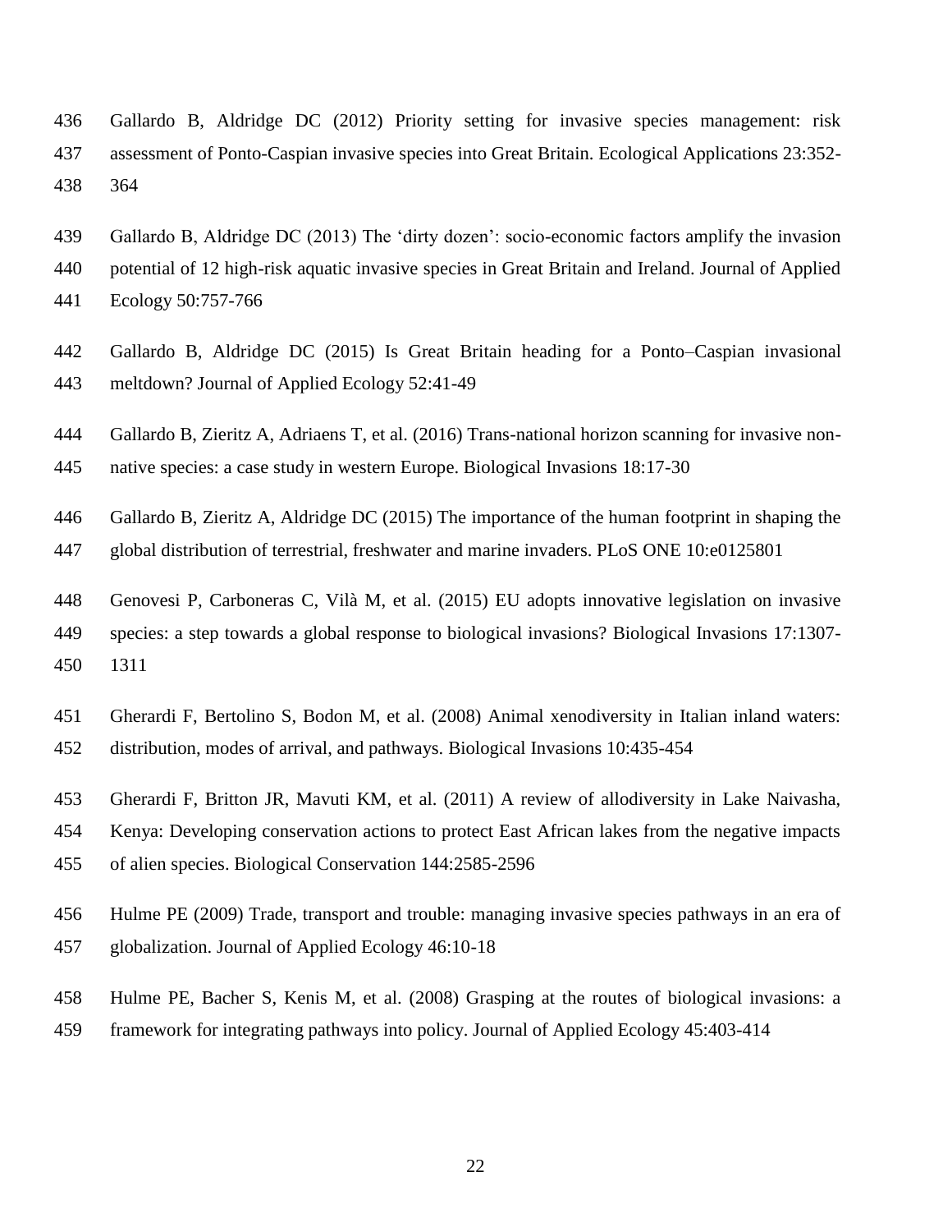Gallardo B, Aldridge DC (2012) Priority setting for invasive species management: risk assessment of Ponto-Caspian invasive species into Great Britain. Ecological Applications 23:352-364

Gallardo B, Aldridge DC (2013) The 'dirty dozen': socio-economic factors amplify the invasion potential of 12 high-risk aquatic invasive species in Great Britain and Ireland. Journal of Applied Ecology 50:757-766

Gallardo B, Aldridge DC (2015) Is Great Britain heading for a Ponto–Caspian invasional meltdown? Journal of Applied Ecology 52:41-49

Gallardo B, Zieritz A, Adriaens T, et al. (2016) Trans-national horizon scanning for invasive non-native species: a case study in western Europe. Biological Invasions 18:17-30

Gallardo B, Zieritz A, Aldridge DC (2015) The importance of the human footprint in shaping the global distribution of terrestrial, freshwater and marine invaders. PLoS ONE 10:e0125801

Genovesi P, Carboneras C, Vilà M, et al. (2015) EU adopts innovative legislation on invasive species: a step towards a global response to biological invasions? Biological Invasions 17:1307-1311

Gherardi F, Bertolino S, Bodon M, et al. (2008) Animal xenodiversity in Italian inland waters: distribution, modes of arrival, and pathways. Biological Invasions 10:435-454

Gherardi F, Britton JR, Mavuti KM, et al. (2011) A review of allodiversity in Lake Naivasha, Kenya: Developing conservation actions to protect East African lakes from the negative impacts of alien species. Biological Conservation 144:2585-2596

Hulme PE (2009) Trade, transport and trouble: managing invasive species pathways in an era of globalization. Journal of Applied Ecology 46:10-18

Hulme PE, Bacher S, Kenis M, et al. (2008) Grasping at the routes of biological invasions: a framework for integrating pathways into policy. Journal of Applied Ecology 45:403-414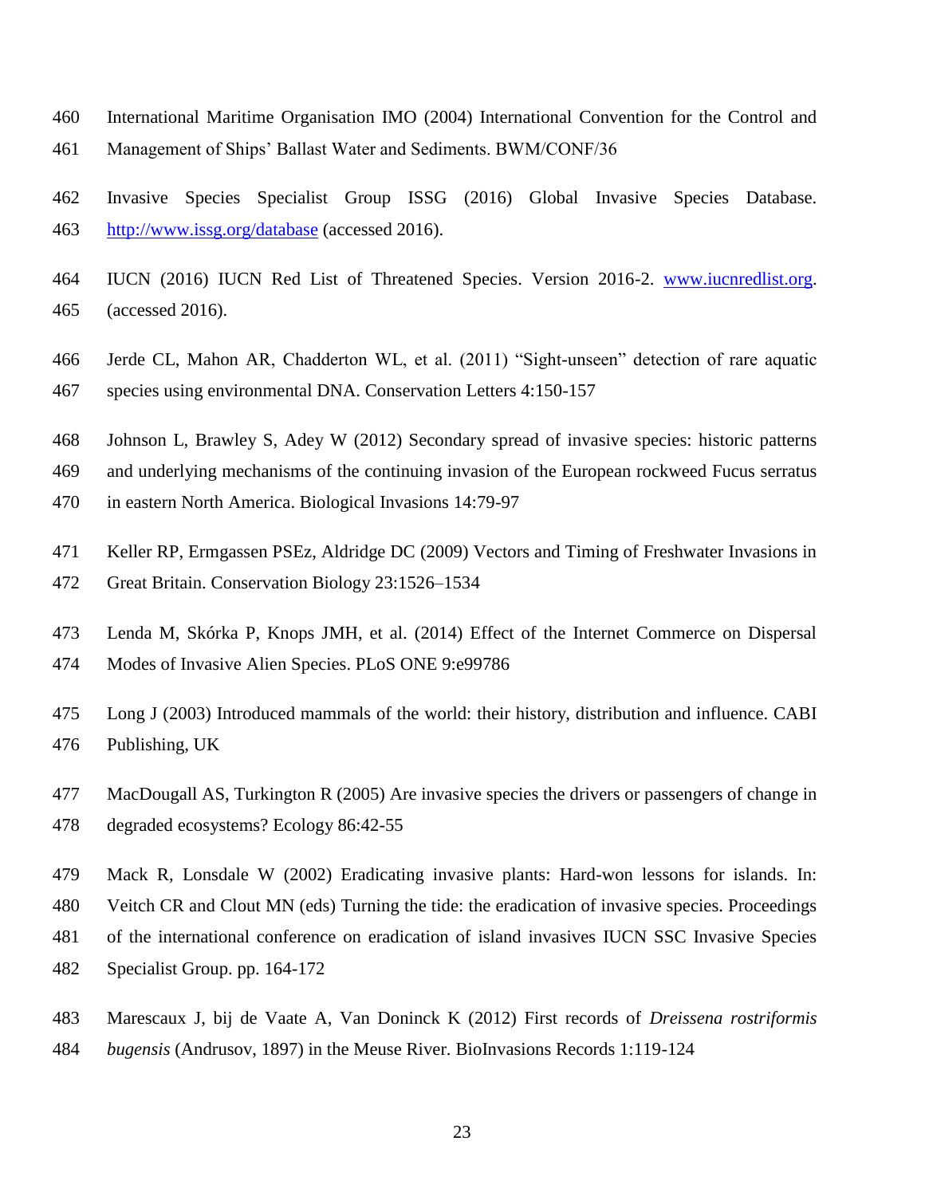International Maritime Organisation IMO (2004) International Convention for the Control and Management of Ships' Ballast Water and Sediments. BWM/CONF/36

Invasive Species Specialist Group ISSG (2016) Global Invasive Species Database. http://www.issg.org/database (accessed 2016).

IUCN (2016) IUCN Red List of Threatened Species. Version 2016-2. www.iucnredlist.org. (accessed 2016).

Jerde CL, Mahon AR, Chadderton WL, et al. (2011) "Sight-unseen" detection of rare aquatic species using environmental DNA. Conservation Letters 4:150-157

Johnson L, Brawley S, Adey W (2012) Secondary spread of invasive species: historic patterns and underlying mechanisms of the continuing invasion of the European rockweed Fucus serratus in eastern North America. Biological Invasions 14:79-97

Keller RP, Ermgassen PSEz, Aldridge DC (2009) Vectors and Timing of Freshwater Invasions in Great Britain. Conservation Biology 23:1526–1534

Lenda M, Skórka P, Knops JMH, et al. (2014) Effect of the Internet Commerce on Dispersal Modes of Invasive Alien Species. PLoS ONE 9:e99786

Long J (2003) Introduced mammals of the world: their history, distribution and influence. CABI Publishing, UK

MacDougall AS, Turkington R (2005) Are invasive species the drivers or passengers of change in degraded ecosystems? Ecology 86:42-55

Mack R, Lonsdale W (2002) Eradicating invasive plants: Hard-won lessons for islands. In: Veitch CR and Clout MN (eds) Turning the tide: the eradication of invasive species. Proceedings of the international conference on eradication of island invasives IUCN SSC Invasive Species Specialist Group. pp. 164-172

Marescaux J, bij de Vaate A, Van Doninck K (2012) First records of *Dreissena rostriformis bugensis* (Andrusov, 1897) in the Meuse River. BioInvasions Records 1:119-124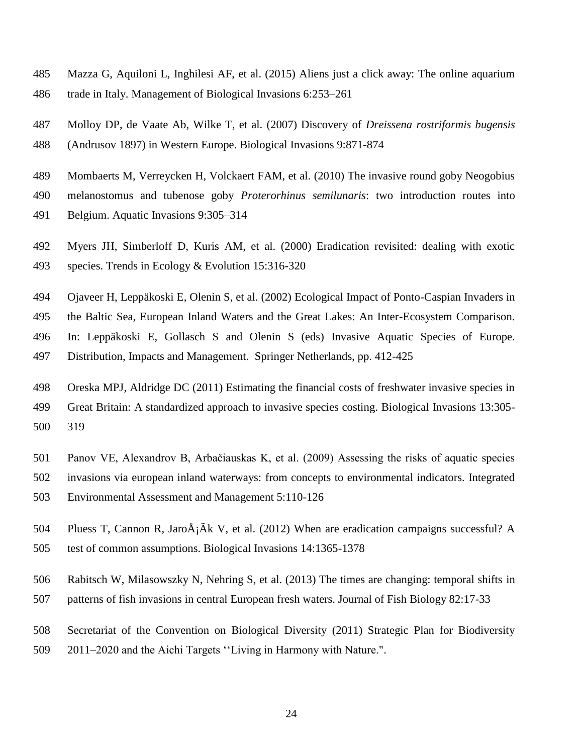Mazza G, Aquiloni L, Inghilesi AF, et al. (2015) Aliens just a click away: The online aquarium trade in Italy. Management of Biological Invasions 6:253–261

Molloy DP, de Vaate Ab, Wilke T, et al. (2007) Discovery of *Dreissena rostriformis bugensis* (Andrusov 1897) in Western Europe. Biological Invasions 9:871-874

Mombaerts M, Verreycken H, Volckaert FAM, et al. (2010) The invasive round goby Neogobius melanostomus and tubenose goby *Proterorhinus semilunaris*: two introduction routes into Belgium. Aquatic Invasions 9:305–314

Myers JH, Simberloff D, Kuris AM, et al. (2000) Eradication revisited: dealing with exotic species. Trends in Ecology & Evolution 15:316-320

Ojaveer H, Leppäkoski E, Olenin S, et al. (2002) Ecological Impact of Ponto-Caspian Invaders in the Baltic Sea, European Inland Waters and the Great Lakes: An Inter-Ecosystem Comparison. In: Leppäkoski E, Gollasch S and Olenin S (eds) Invasive Aquatic Species of Europe. Distribution, Impacts and Management. Springer Netherlands, pp. 412-425

Oreska MPJ, Aldridge DC (2011) Estimating the financial costs of freshwater invasive species in Great Britain: A standardized approach to invasive species costing. Biological Invasions 13:305-319

Panov VE, Alexandrov B, Arbačiauskas K, et al. (2009) Assessing the risks of aquatic species invasions via european inland waterways: from concepts to environmental indicators. Integrated Environmental Assessment and Management 5:110-126

Pluess T, Cannon R, JaroÅ¡Ãk V, et al. (2012) When are eradication campaigns successful? A test of common assumptions. Biological Invasions 14:1365-1378

Rabitsch W, Milasowszky N, Nehring S, et al. (2013) The times are changing: temporal shifts in patterns of fish invasions in central European fresh waters. Journal of Fish Biology 82:17-33

Secretariat of the Convention on Biological Diversity (2011) Strategic Plan for Biodiversity 2011–2020 and the Aichi Targets ‘‘Living in Harmony with Nature.".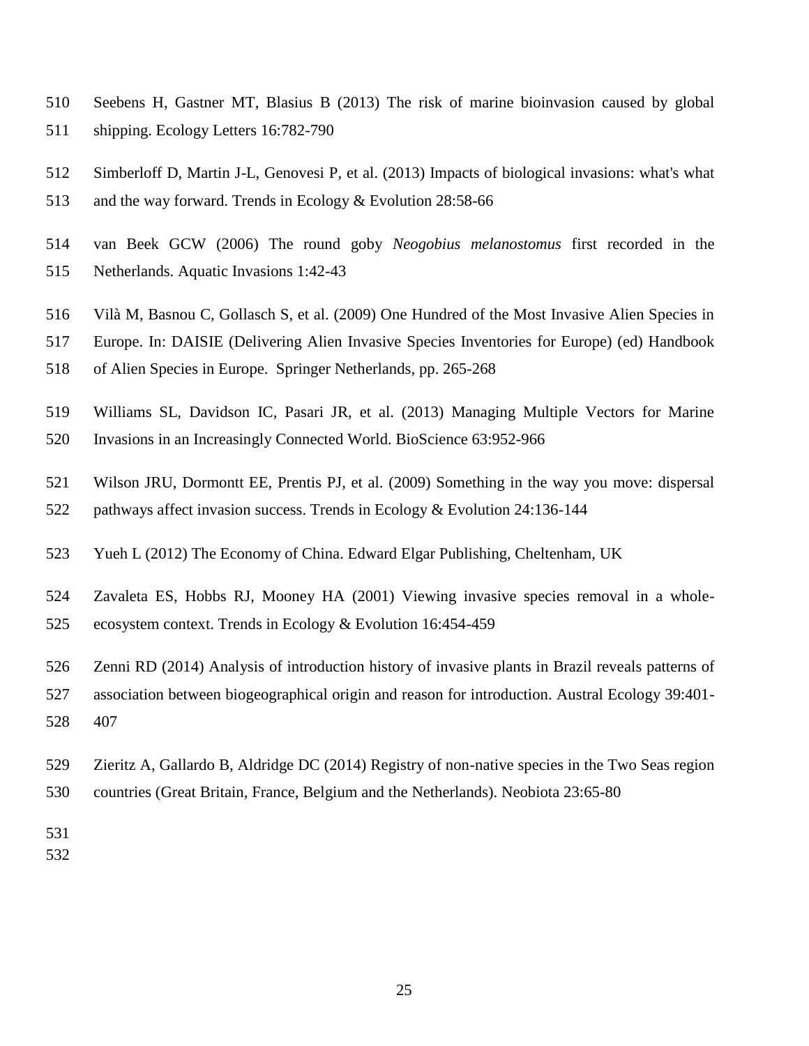Seebens H, Gastner MT, Blasius B (2013) The risk of marine bioinvasion caused by global shipping. Ecology Letters 16:782-790

Simberloff D, Martin J-L, Genovesi P, et al. (2013) Impacts of biological invasions: what's what and the way forward. Trends in Ecology & Evolution 28:58-66

van Beek GCW (2006) The round goby *Neogobius melanostomus* first recorded in the Netherlands. Aquatic Invasions 1:42-43

Vilà M, Basnou C, Gollasch S, et al. (2009) One Hundred of the Most Invasive Alien Species in Europe. In: DAISIE (Delivering Alien Invasive Species Inventories for Europe) (ed) Handbook of Alien Species in Europe. Springer Netherlands, pp. 265-268

Williams SL, Davidson IC, Pasari JR, et al. (2013) Managing Multiple Vectors for Marine Invasions in an Increasingly Connected World. BioScience 63:952-966

Wilson JRU, Dormontt EE, Prentis PJ, et al. (2009) Something in the way you move: dispersal pathways affect invasion success. Trends in Ecology & Evolution 24:136-144

Yueh L (2012) The Economy of China. Edward Elgar Publishing, Cheltenham, UK

Zavaleta ES, Hobbs RJ, Mooney HA (2001) Viewing invasive species removal in a whole-ecosystem context. Trends in Ecology & Evolution 16:454-459

Zenni RD (2014) Analysis of introduction history of invasive plants in Brazil reveals patterns of association between biogeographical origin and reason for introduction. Austral Ecology 39:401-407

Zieritz A, Gallardo B, Aldridge DC (2014) Registry of non-native species in the Two Seas region countries (Great Britain, France, Belgium and the Netherlands). Neobiota 23:65-80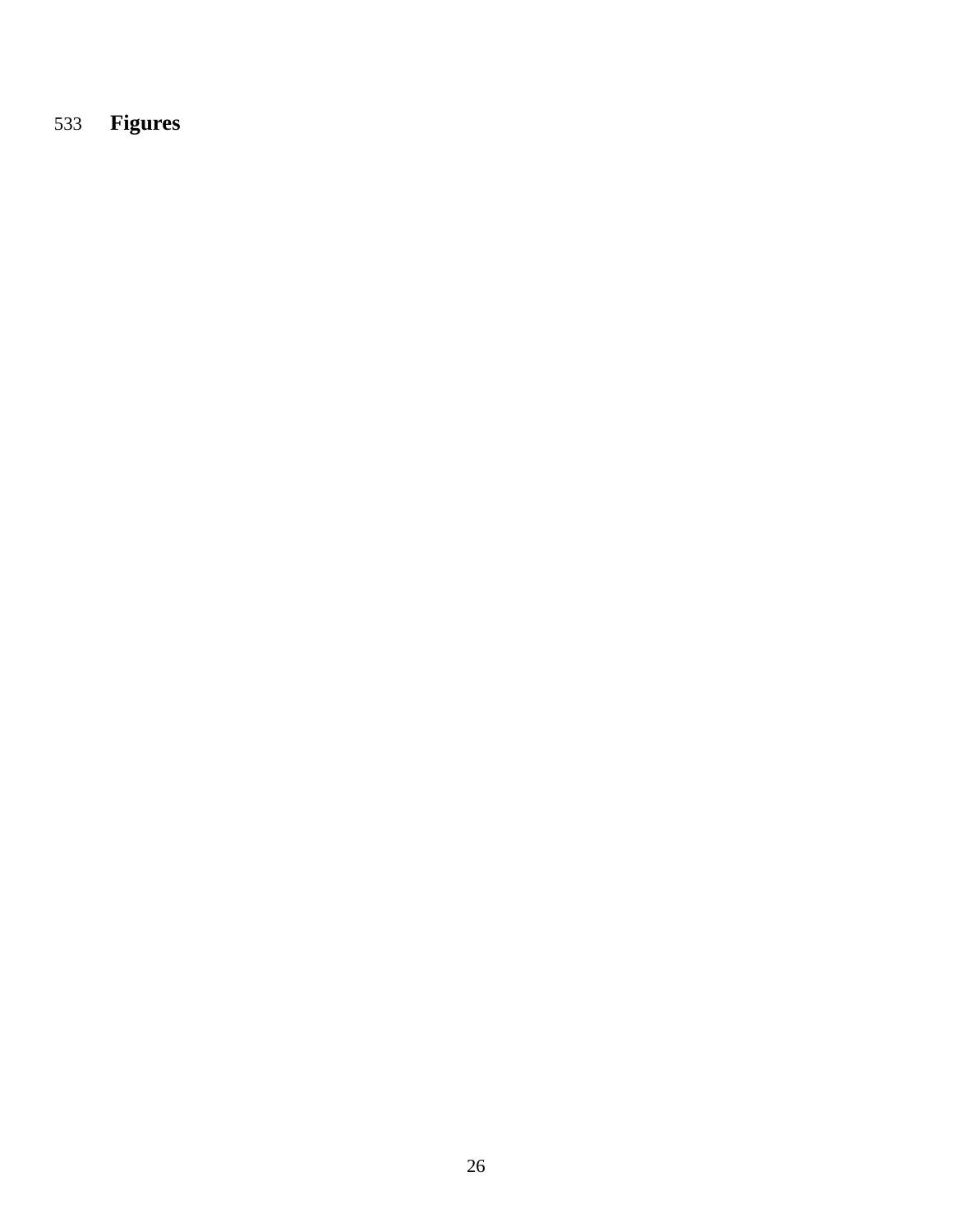# Figures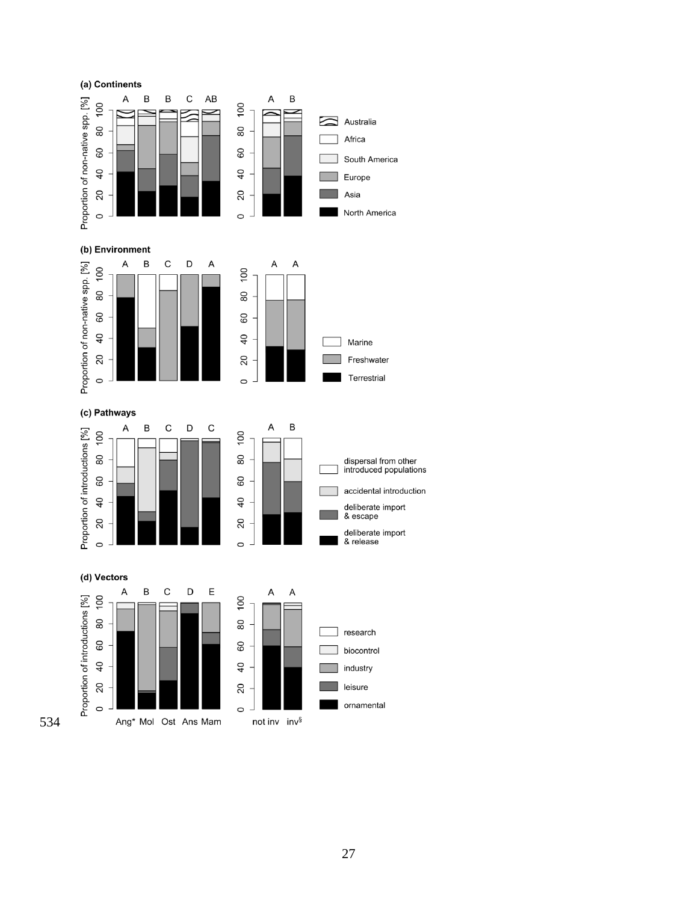(a) Continents

A B B C AB

A B

Proportion of non-native spp. [%]

0 20 40 60 80 100

Australia

Africa

South America

Europe

Asia

North America

(b) Environment

A B C D A

A A

Proportion of non-native spp. [%]

0 20 40 60 80 100

Marine

Freshwater

Terrestrial

(c) Pathways

A B C D C

A B

Proportion of introductions [%]

0 20 40 60 80 100

dispersal from other introduced populations

accidental introduction

deliberate import & escape

deliberate import & release

(d) Vectors

A B C D E

A A

Proportion of introductions [%]

0 20 40 60 80 100

research

biocontrol

industry

leisure

ornamental

Ang* Mol Ost Ans Mam

not inv inv§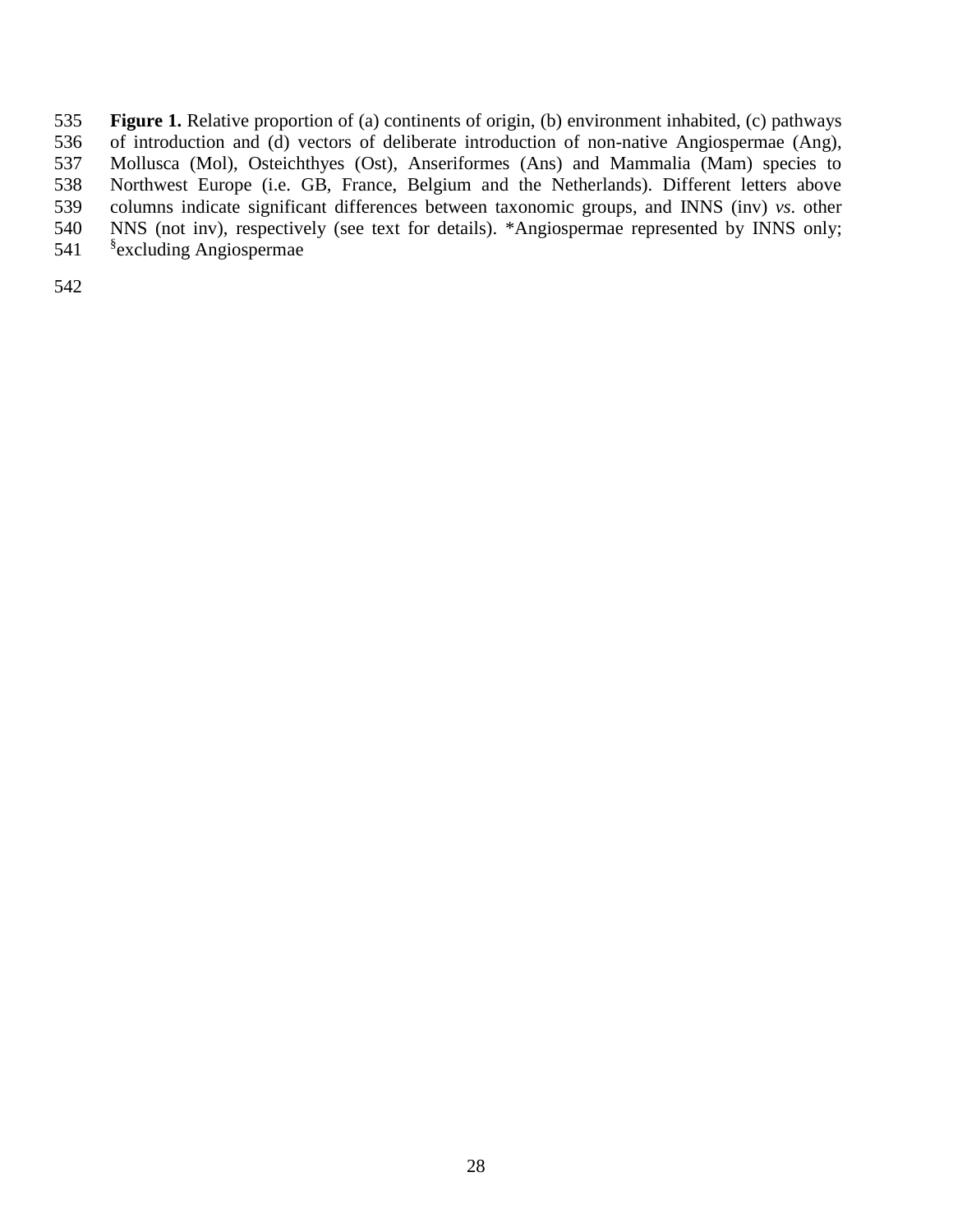**Figure 1.** Relative proportion of (a) continents of origin, (b) environment inhabited, (c) pathways of introduction and (d) vectors of deliberate introduction of non-native Angiospermae (Ang), Mollusca (Mol), Osteichthyes (Ost), Anseriformes (Ans) and Mammalia (Mam) species to Northwest Europe (i.e. GB, France, Belgium and the Netherlands). Different letters above columns indicate significant differences between taxonomic groups, and INNS (inv) *vs.* other NNS (not inv), respectively (see text for details). *Angiospermae represented by INNS only; [§]excluding Angiospermae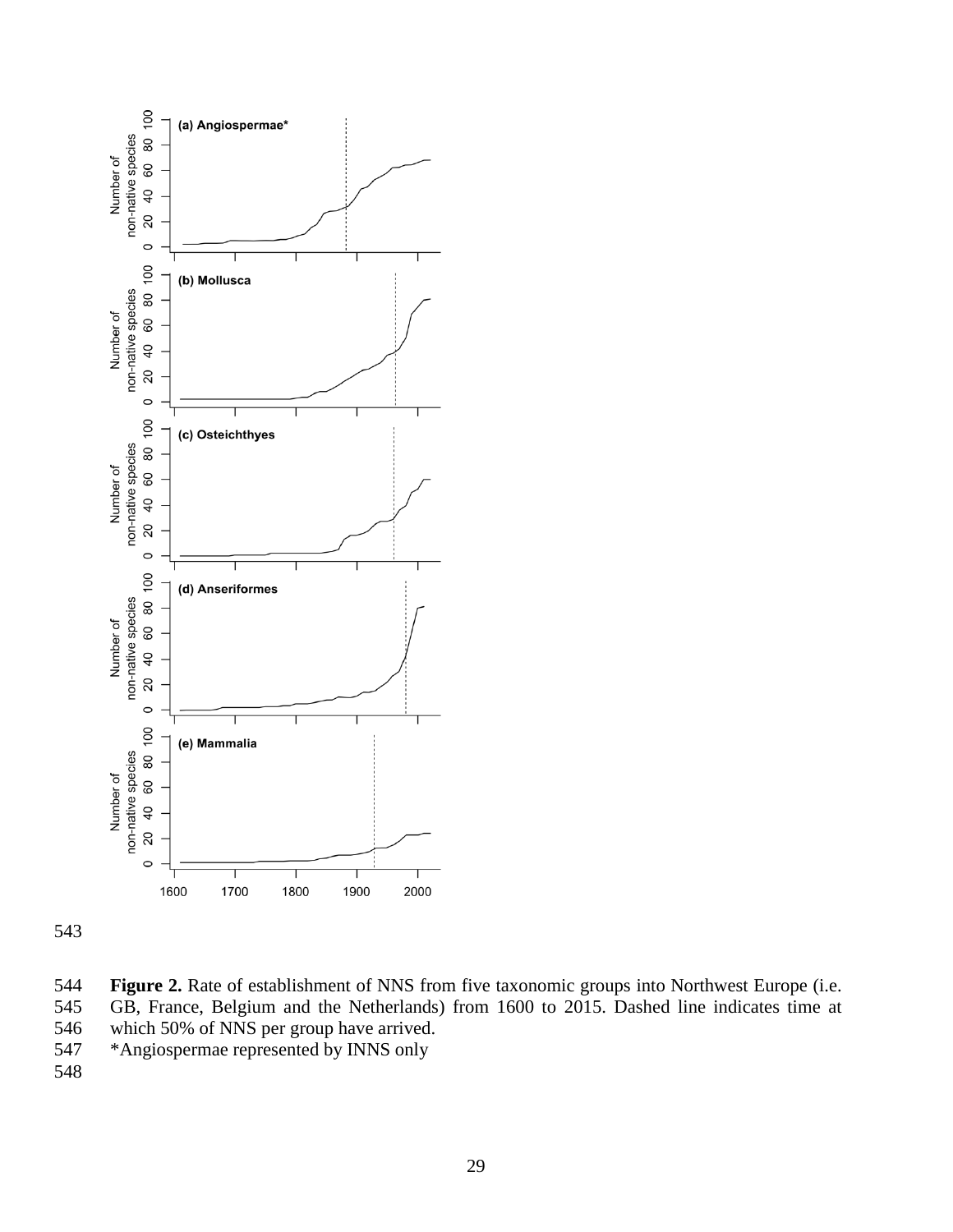(a) Angiospermae*

Number of non-native species

0 20 40 60 80 100

(b) Mollusca

Number of non-native species

0 20 40 60 80 100

(c) Osteichthyes

Number of non-native species

0 20 40 60 80 100

(d) Anseriformes

Number of non-native species

0 20 40 60 80 100

(e) Mammalia

Number of non-native species

0 20 40 60 80 100

1600 1700 1800 1900 2000

**Figure 2.** Rate of establishment of NNS from five taxonomic groups into Northwest Europe (i.e. GB, France, Belgium and the Netherlands) from 1600 to 2015. Dashed line indicates time at which 50% of NNS per group have arrived.

*Angiospermae represented by INNS only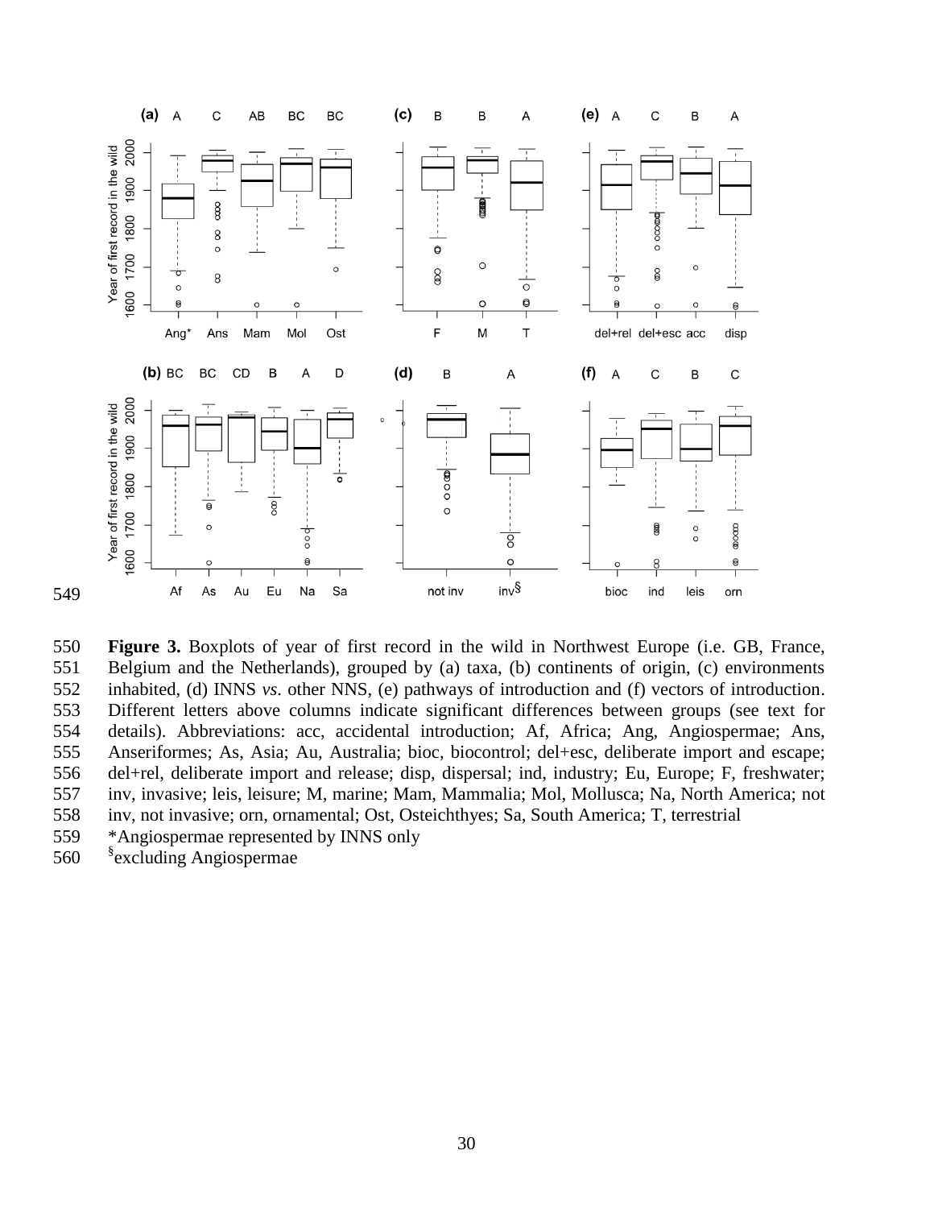(a) A C AB BC BC

Year of first record in the wild

1600 1700 1800 1900 2000

Ang* Ans Mam Mol Ost

(c) B B A

F M T

(e) A C B A

del+rel del+esc acc disp

(b) BC BC CD B A D

Af As Au Eu Na Sa

(d) B A

not inv inv§

(f) A C B C

bioc ind leis orn

**Figure 3.** Boxplots of year of first record in the wild in Northwest Europe (i.e. GB, France, Belgium and the Netherlands), grouped by (a) taxa, (b) continents of origin, (c) environments inhabited, (d) INNS *vs*. other NNS, (e) pathways of introduction and (f) vectors of introduction. Different letters above columns indicate significant differences between groups (see text for details). Abbreviations: acc, accidental introduction; Af, Africa; Ang, Angiospermae; Ans, Anseriformes; As, Asia; Au, Australia; bioc, biocontrol; del+esc, deliberate import and escape; del+rel, deliberate import and release; disp, dispersal; ind, industry; Eu, Europe; F, freshwater; inv, invasive; leis, leisure; M, marine; Mam, Mammalia; Mol, Mollusca; Na, North America; not inv, not invasive; orn, ornamental; Ost, Osteichthyes; Sa, South America; T, terrestrial

*Angiospermae represented by INNS only

§excluding Angiospermae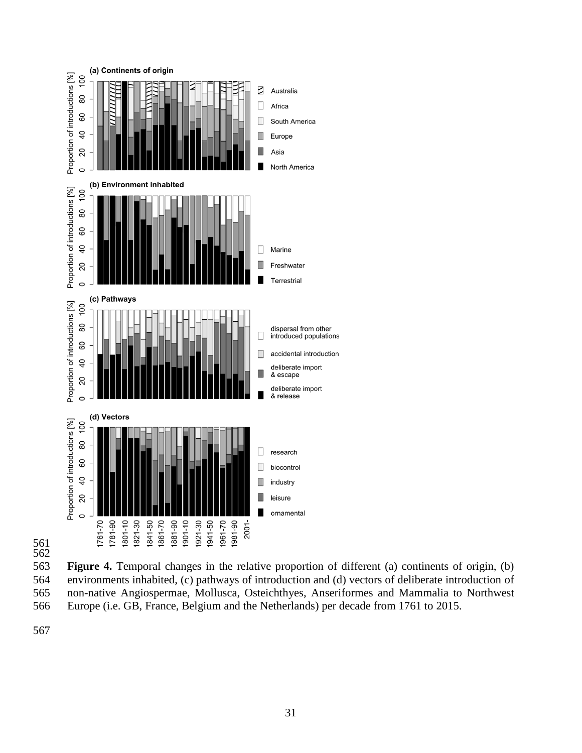(a) Continents of origin

Proportion of introductions [%]

0 20 40 60 80 100

Australia
Africa
South America
Europe
Asia
North America

(b) Environment inhabited

Proportion of introductions [%]

0 20 40 60 80 100

Marine
Freshwater
Terrestrial

(c) Pathways

Proportion of introductions [%]

0 20 40 60 80 100

dispersal from other introduced populations
accidental introduction
deliberate import & escape
deliberate import & release

(d) Vectors

Proportion of introductions [%]

0 20 40 60 80 100

research
biocontrol
industry
leisure
ornamental

1761-70 1781-90 1801-10 1821-30 1841-50 1861-70 1881-90 1901-10 1921-30 1941-50 1961-70 1981-90 2001-

**Figure 4.** Temporal changes in the relative proportion of different (a) continents of origin, (b) environments inhabited, (c) pathways of introduction and (d) vectors of deliberate introduction of non-native Angiospermae, Mollusca, Osteichthyes, Anseriformes and Mammalia to Northwest Europe (i.e. GB, France, Belgium and the Netherlands) per decade from 1761 to 2015.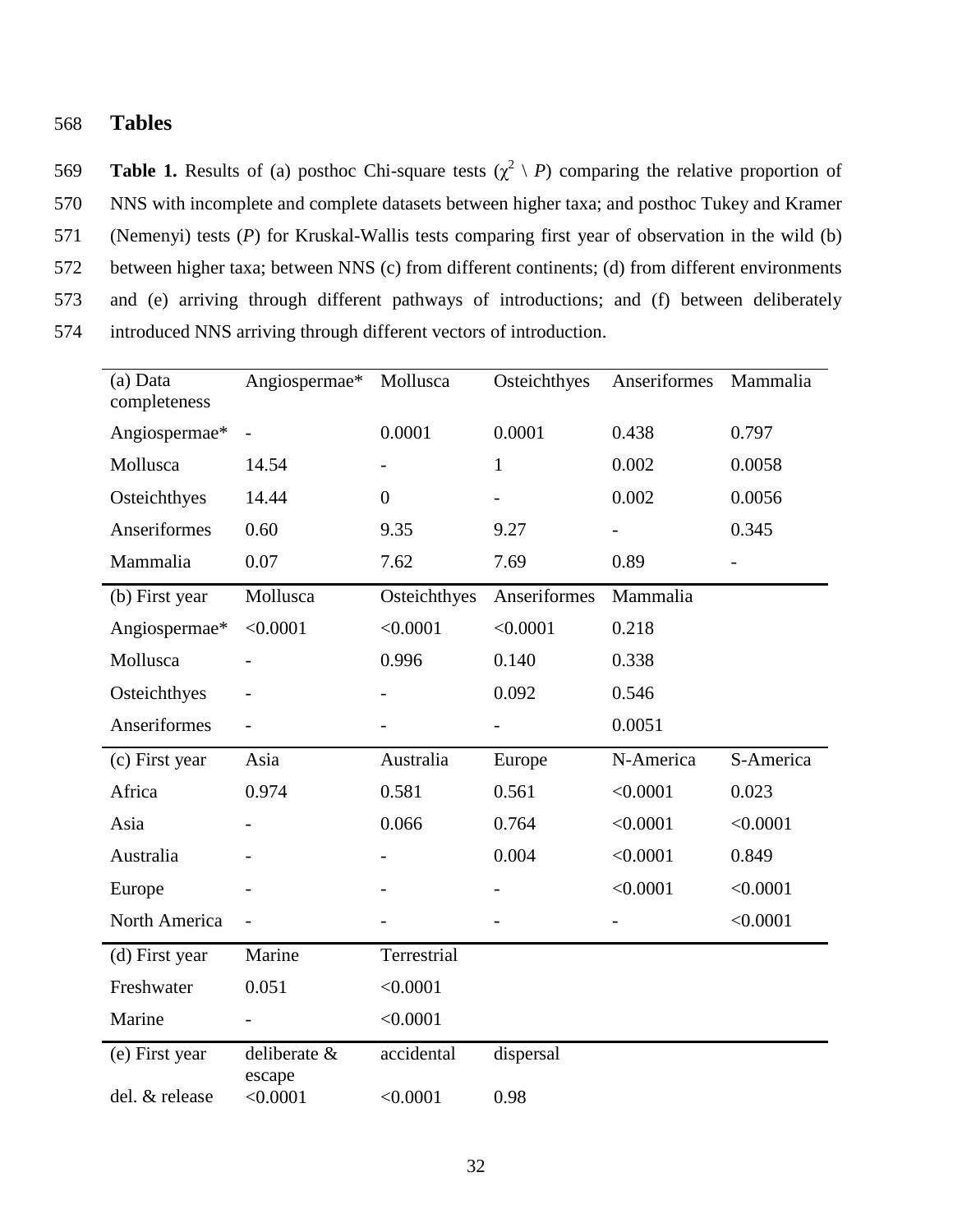## Tables

**Table 1.** Results of (a) posthoc Chi-square tests ($\chi^2 \setminus P$) comparing the relative proportion of NNS with incomplete and complete datasets between higher taxa; and posthoc Tukey and Kramer (Nemenyi) tests ($P$) for Kruskal-Wallis tests comparing first year of observation in the wild (b) between higher taxa; between NNS (c) from different continents; (d) from different environments and (e) arriving through different pathways of introductions; and (f) between deliberately introduced NNS arriving through different vectors of introduction.

| (a) Data completeness | Angiospermae* | Mollusca | Osteichthyes | Anseriformes | Mammalia |
|---|---|---|---|---|---|
| Angiospermae* | - | 0.0001 | 0.0001 | 0.438 | 0.797 |
| Mollusca | 14.54 | - | 1 | 0.002 | 0.0058 |
| Osteichthyes | 14.44 | 0 | - | 0.002 | 0.0056 |
| Anseriformes | 0.60 | 9.35 | 9.27 | - | 0.345 |
| Mammalia | 0.07 | 7.62 | 7.69 | 0.89 | - |
| **(b) First year** | **Mollusca** | **Osteichthyes** | **Anseriformes** | **Mammalia** | |
| Angiospermae* | <0.0001 | <0.0001 | <0.0001 | 0.218 | |
| Mollusca | - | 0.996 | 0.140 | 0.338 | |
| Osteichthyes | - | - | 0.092 | 0.546 | |
| Anseriformes | - | - | - | 0.0051 | |
| **(c) First year** | **Asia** | **Australia** | **Europe** | **N-America** | **S-America** |
| Africa | 0.974 | 0.581 | 0.561 | <0.0001 | 0.023 |
| Asia | - | 0.066 | 0.764 | <0.0001 | <0.0001 |
| Australia | - | - | 0.004 | <0.0001 | 0.849 |
| Europe | - | - | - | <0.0001 | <0.0001 |
| North America | - | - | - | - | <0.0001 |
| **(d) First year** | **Marine** | **Terrestrial** | | | |
| Freshwater | 0.051 | <0.0001 | | | |
| Marine | - | <0.0001 | | | |
| **(e) First year** | **deliberate & escape** | **accidental** | **dispersal** | | |
| del. & release | <0.0001 | <0.0001 | 0.98 | | |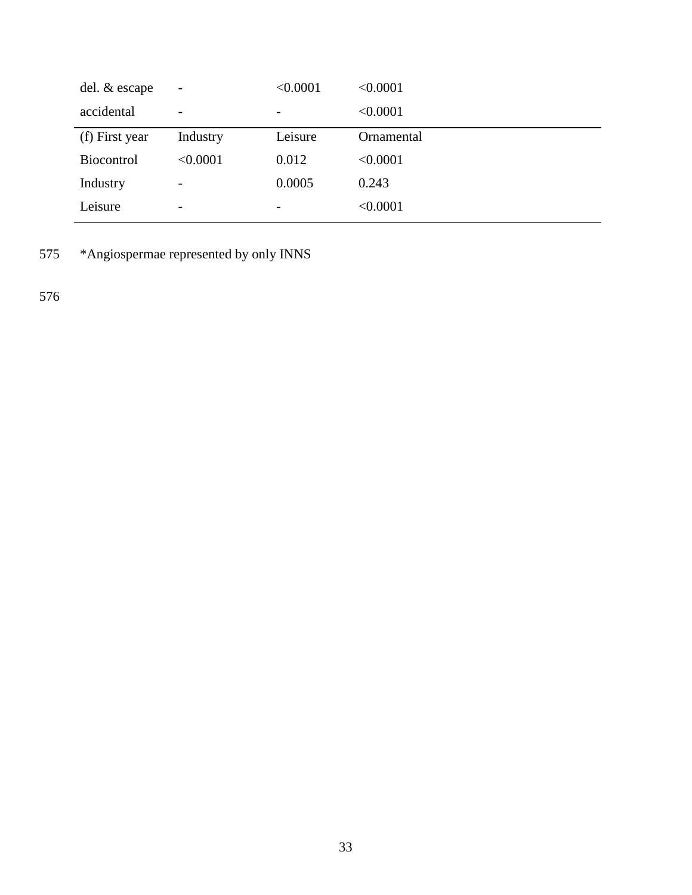| | | | |
|---|---|---|---|
| del. & escape | - | <0.0001 | <0.0001 |
| accidental | - | - | <0.0001 |

| (f) First year | Industry | Leisure | Ornamental |
|---|---|---|---|
| Biocontrol | <0.0001 | 0.012 | <0.0001 |
| Industry | - | 0.0005 | 0.243 |
| Leisure | - | - | <0.0001 |

575 *Angiospermae represented by only INNS

576